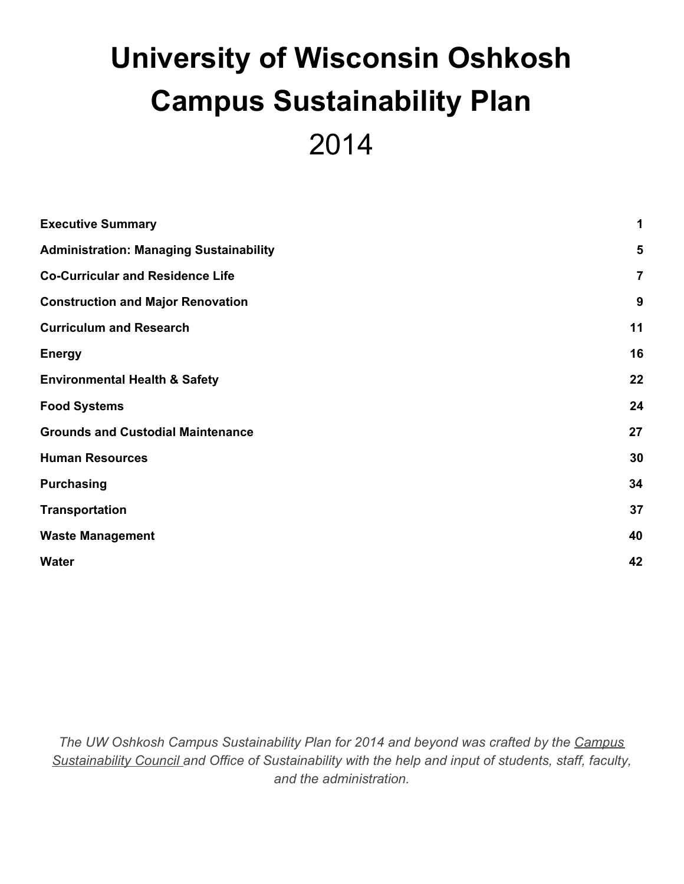# University of Wisconsin Oshkosh Campus Sustainability Plan

# 2014

| | |
|---|---|
| **Executive Summary** | **1** |
| **Administration: Managing Sustainability** | **5** |
| **Co-Curricular and Residence Life** | **7** |
| **Construction and Major Renovation** | **9** |
| **Curriculum and Research** | **11** |
| **Energy** | **16** |
| **Environmental Health & Safety** | **22** |
| **Food Systems** | **24** |
| **Grounds and Custodial Maintenance** | **27** |
| **Human Resources** | **30** |
| **Purchasing** | **34** |
| **Transportation** | **37** |
| **Waste Management** | **40** |
| **Water** | **42** |

*The UW Oshkosh Campus Sustainability Plan for 2014 and beyond was crafted by the Campus Sustainability Council and Office of Sustainability with the help and input of students, staff, faculty, and the administration.*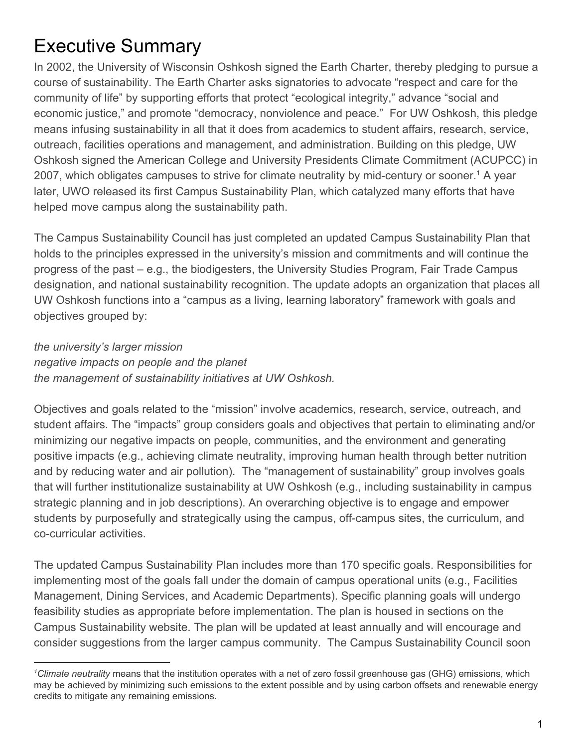# Executive Summary

In 2002, the University of Wisconsin Oshkosh signed the Earth Charter, thereby pledging to pursue a course of sustainability. The Earth Charter asks signatories to advocate "respect and care for the community of life" by supporting efforts that protect "ecological integrity," advance "social and economic justice," and promote "democracy, nonviolence and peace." For UW Oshkosh, this pledge means infusing sustainability in all that it does from academics to student affairs, research, service, outreach, facilities operations and management, and administration. Building on this pledge, UW Oshkosh signed the American College and University Presidents Climate Commitment (ACUPCC) in 2007, which obligates campuses to strive for climate neutrality by mid-century or sooner.[1] A year later, UWO released its first Campus Sustainability Plan, which catalyzed many efforts that have helped move campus along the sustainability path.

The Campus Sustainability Council has just completed an updated Campus Sustainability Plan that holds to the principles expressed in the university's mission and commitments and will continue the progress of the past – e.g., the biodigesters, the University Studies Program, Fair Trade Campus designation, and national sustainability recognition. The update adopts an organization that places all UW Oshkosh functions into a "campus as a living, learning laboratory" framework with goals and objectives grouped by:

*the university's larger mission*
*negative impacts on people and the planet*
*the management of sustainability initiatives at UW Oshkosh.*

Objectives and goals related to the "mission" involve academics, research, service, outreach, and student affairs. The "impacts" group considers goals and objectives that pertain to eliminating and/or minimizing our negative impacts on people, communities, and the environment and generating positive impacts (e.g., achieving climate neutrality, improving human health through better nutrition and by reducing water and air pollution). The "management of sustainability" group involves goals that will further institutionalize sustainability at UW Oshkosh (e.g., including sustainability in campus strategic planning and in job descriptions). An overarching objective is to engage and empower students by purposefully and strategically using the campus, off-campus sites, the curriculum, and co-curricular activities.

The updated Campus Sustainability Plan includes more than 170 specific goals. Responsibilities for implementing most of the goals fall under the domain of campus operational units (e.g., Facilities Management, Dining Services, and Academic Departments). Specific planning goals will undergo feasibility studies as appropriate before implementation. The plan is housed in sections on the Campus Sustainability website. The plan will be updated at least annually and will encourage and consider suggestions from the larger campus community. The Campus Sustainability Council soon

---

[1] *Climate neutrality* means that the institution operates with a net of zero fossil greenhouse gas (GHG) emissions, which may be achieved by minimizing such emissions to the extent possible and by using carbon offsets and renewable energy credits to mitigate any remaining emissions.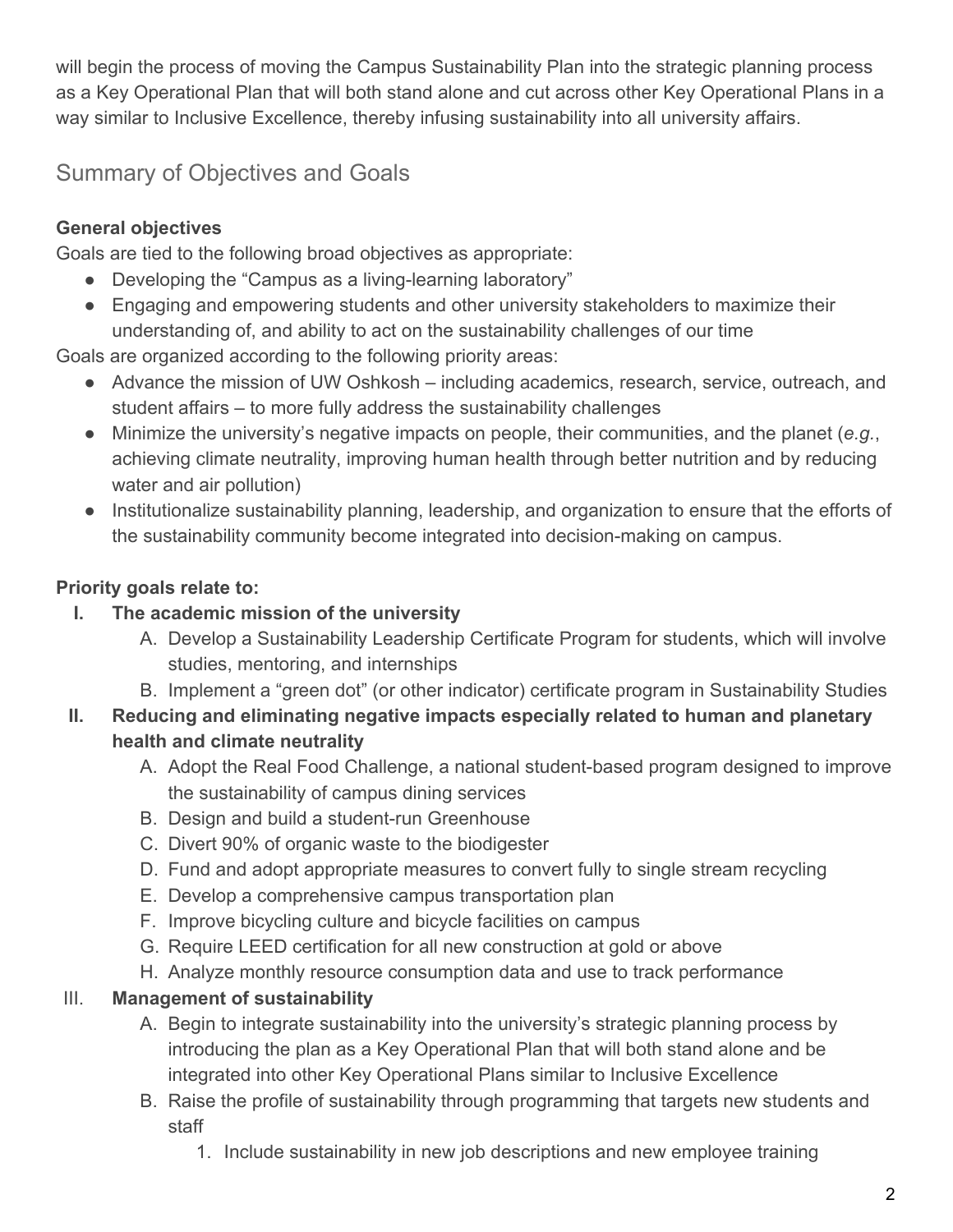will begin the process of moving the Campus Sustainability Plan into the strategic planning process as a Key Operational Plan that will both stand alone and cut across other Key Operational Plans in a way similar to Inclusive Excellence, thereby infusing sustainability into all university affairs.

## Summary of Objectives and Goals

**General objectives**

Goals are tied to the following broad objectives as appropriate:

- Developing the "Campus as a living-learning laboratory"
- Engaging and empowering students and other university stakeholders to maximize their understanding of, and ability to act on the sustainability challenges of our time

Goals are organized according to the following priority areas:

- Advance the mission of UW Oshkosh – including academics, research, service, outreach, and student affairs – to more fully address the sustainability challenges
- Minimize the university's negative impacts on people, their communities, and the planet (*e.g.*, achieving climate neutrality, improving human health through better nutrition and by reducing water and air pollution)
- Institutionalize sustainability planning, leadership, and organization to ensure that the efforts of the sustainability community become integrated into decision-making on campus.

**Priority goals relate to:**

I. **The academic mission of the university**
   A. Develop a Sustainability Leadership Certificate Program for students, which will involve studies, mentoring, and internships
   B. Implement a "green dot" (or other indicator) certificate program in Sustainability Studies

II. **Reducing and eliminating negative impacts especially related to human and planetary health and climate neutrality**
   A. Adopt the Real Food Challenge, a national student-based program designed to improve the sustainability of campus dining services
   B. Design and build a student-run Greenhouse
   C. Divert 90% of organic waste to the biodigester
   D. Fund and adopt appropriate measures to convert fully to single stream recycling
   E. Develop a comprehensive campus transportation plan
   F. Improve bicycling culture and bicycle facilities on campus
   G. Require LEED certification for all new construction at gold or above
   H. Analyze monthly resource consumption data and use to track performance

III. **Management of sustainability**
   A. Begin to integrate sustainability into the university's strategic planning process by introducing the plan as a Key Operational Plan that will both stand alone and be integrated into other Key Operational Plans similar to Inclusive Excellence
   B. Raise the profile of sustainability through programming that targets new students and staff
      1. Include sustainability in new job descriptions and new employee training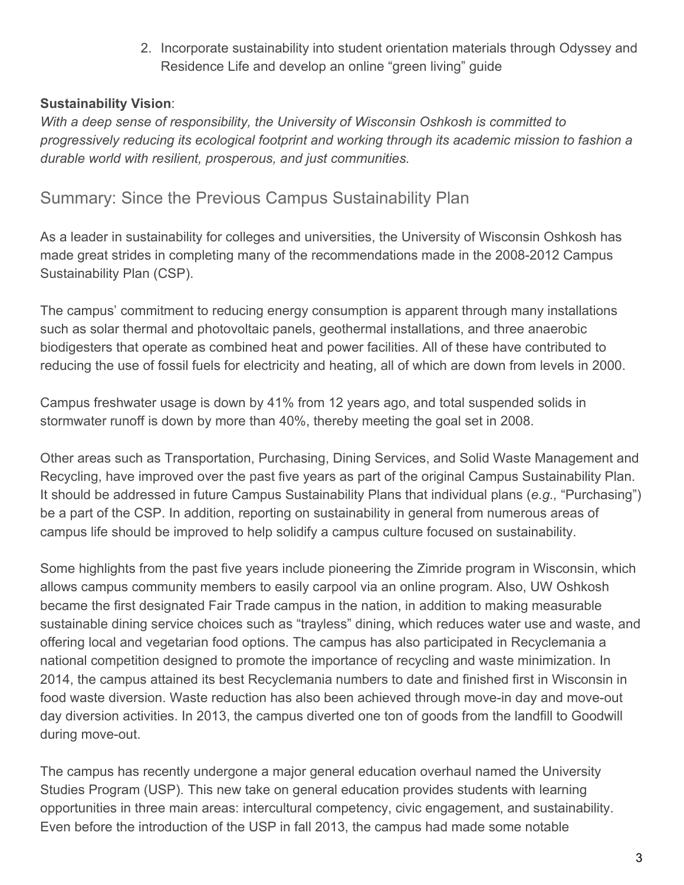2. Incorporate sustainability into student orientation materials through Odyssey and Residence Life and develop an online "green living" guide

**Sustainability Vision**:
*With a deep sense of responsibility, the University of Wisconsin Oshkosh is committed to progressively reducing its ecological footprint and working through its academic mission to fashion a durable world with resilient, prosperous, and just communities.*

## Summary: Since the Previous Campus Sustainability Plan

As a leader in sustainability for colleges and universities, the University of Wisconsin Oshkosh has made great strides in completing many of the recommendations made in the 2008-2012 Campus Sustainability Plan (CSP).

The campus' commitment to reducing energy consumption is apparent through many installations such as solar thermal and photovoltaic panels, geothermal installations, and three anaerobic biodigesters that operate as combined heat and power facilities. All of these have contributed to reducing the use of fossil fuels for electricity and heating, all of which are down from levels in 2000.

Campus freshwater usage is down by 41% from 12 years ago, and total suspended solids in stormwater runoff is down by more than 40%, thereby meeting the goal set in 2008.

Other areas such as Transportation, Purchasing, Dining Services, and Solid Waste Management and Recycling, have improved over the past five years as part of the original Campus Sustainability Plan. It should be addressed in future Campus Sustainability Plans that individual plans (*e.g.,* "Purchasing") be a part of the CSP. In addition, reporting on sustainability in general from numerous areas of campus life should be improved to help solidify a campus culture focused on sustainability.

Some highlights from the past five years include pioneering the Zimride program in Wisconsin, which allows campus community members to easily carpool via an online program. Also, UW Oshkosh became the first designated Fair Trade campus in the nation, in addition to making measurable sustainable dining service choices such as "trayless" dining, which reduces water use and waste, and offering local and vegetarian food options. The campus has also participated in Recyclemania a national competition designed to promote the importance of recycling and waste minimization. In 2014, the campus attained its best Recyclemania numbers to date and finished first in Wisconsin in food waste diversion. Waste reduction has also been achieved through move-in day and move-out day diversion activities. In 2013, the campus diverted one ton of goods from the landfill to Goodwill during move-out.

The campus has recently undergone a major general education overhaul named the University Studies Program (USP). This new take on general education provides students with learning opportunities in three main areas: intercultural competency, civic engagement, and sustainability. Even before the introduction of the USP in fall 2013, the campus had made some notable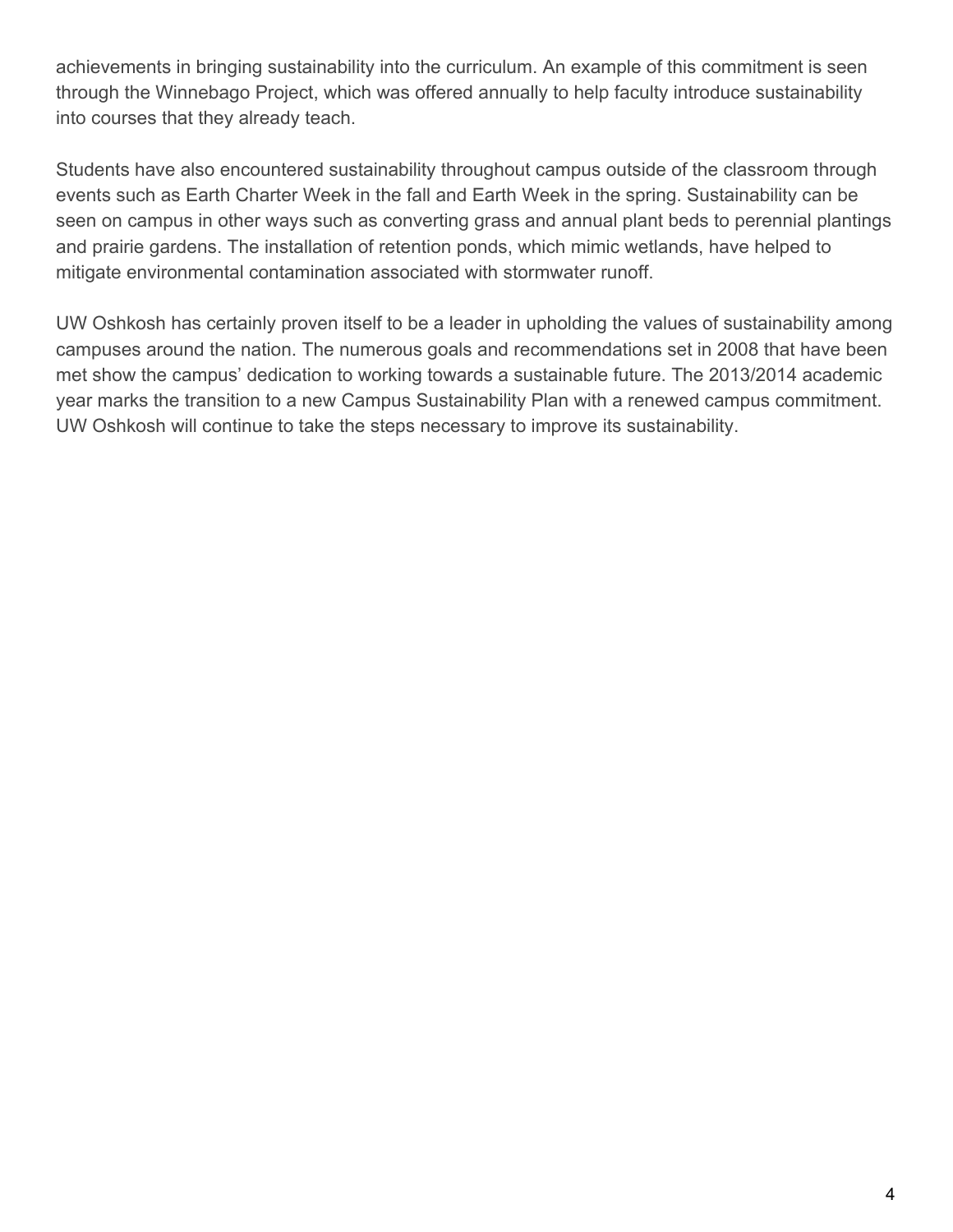achievements in bringing sustainability into the curriculum. An example of this commitment is seen through the Winnebago Project, which was offered annually to help faculty introduce sustainability into courses that they already teach.

Students have also encountered sustainability throughout campus outside of the classroom through events such as Earth Charter Week in the fall and Earth Week in the spring. Sustainability can be seen on campus in other ways such as converting grass and annual plant beds to perennial plantings and prairie gardens. The installation of retention ponds, which mimic wetlands, have helped to mitigate environmental contamination associated with stormwater runoff.

UW Oshkosh has certainly proven itself to be a leader in upholding the values of sustainability among campuses around the nation. The numerous goals and recommendations set in 2008 that have been met show the campus' dedication to working towards a sustainable future. The 2013/2014 academic year marks the transition to a new Campus Sustainability Plan with a renewed campus commitment. UW Oshkosh will continue to take the steps necessary to improve its sustainability.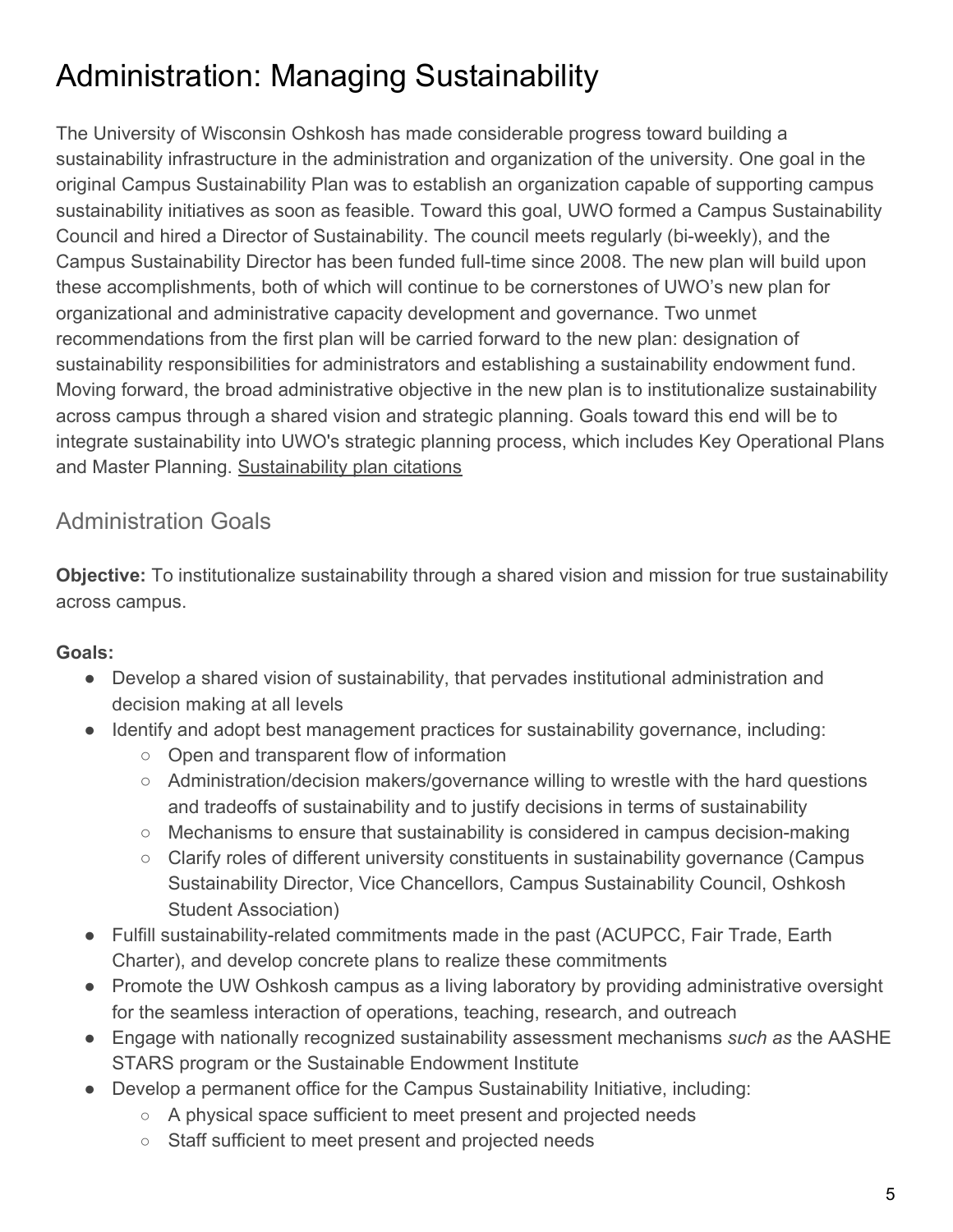# Administration: Managing Sustainability

The University of Wisconsin Oshkosh has made considerable progress toward building a sustainability infrastructure in the administration and organization of the university. One goal in the original Campus Sustainability Plan was to establish an organization capable of supporting campus sustainability initiatives as soon as feasible. Toward this goal, UWO formed a Campus Sustainability Council and hired a Director of Sustainability. The council meets regularly (bi-weekly), and the Campus Sustainability Director has been funded full-time since 2008. The new plan will build upon these accomplishments, both of which will continue to be cornerstones of UWO's new plan for organizational and administrative capacity development and governance. Two unmet recommendations from the first plan will be carried forward to the new plan: designation of sustainability responsibilities for administrators and establishing a sustainability endowment fund. Moving forward, the broad administrative objective in the new plan is to institutionalize sustainability across campus through a shared vision and strategic planning. Goals toward this end will be to integrate sustainability into UWO's strategic planning process, which includes Key Operational Plans and Master Planning. Sustainability plan citations

## Administration Goals

**Objective:** To institutionalize sustainability through a shared vision and mission for true sustainability across campus.

**Goals:**

- Develop a shared vision of sustainability, that pervades institutional administration and decision making at all levels
- Identify and adopt best management practices for sustainability governance, including:
  - Open and transparent flow of information
  - Administration/decision makers/governance willing to wrestle with the hard questions and tradeoffs of sustainability and to justify decisions in terms of sustainability
  - Mechanisms to ensure that sustainability is considered in campus decision-making
  - Clarify roles of different university constituents in sustainability governance (Campus Sustainability Director, Vice Chancellors, Campus Sustainability Council, Oshkosh Student Association)
- Fulfill sustainability-related commitments made in the past (ACUPCC, Fair Trade, Earth Charter), and develop concrete plans to realize these commitments
- Promote the UW Oshkosh campus as a living laboratory by providing administrative oversight for the seamless interaction of operations, teaching, research, and outreach
- Engage with nationally recognized sustainability assessment mechanisms *such as* the AASHE STARS program or the Sustainable Endowment Institute
- Develop a permanent office for the Campus Sustainability Initiative, including:
  - A physical space sufficient to meet present and projected needs
  - Staff sufficient to meet present and projected needs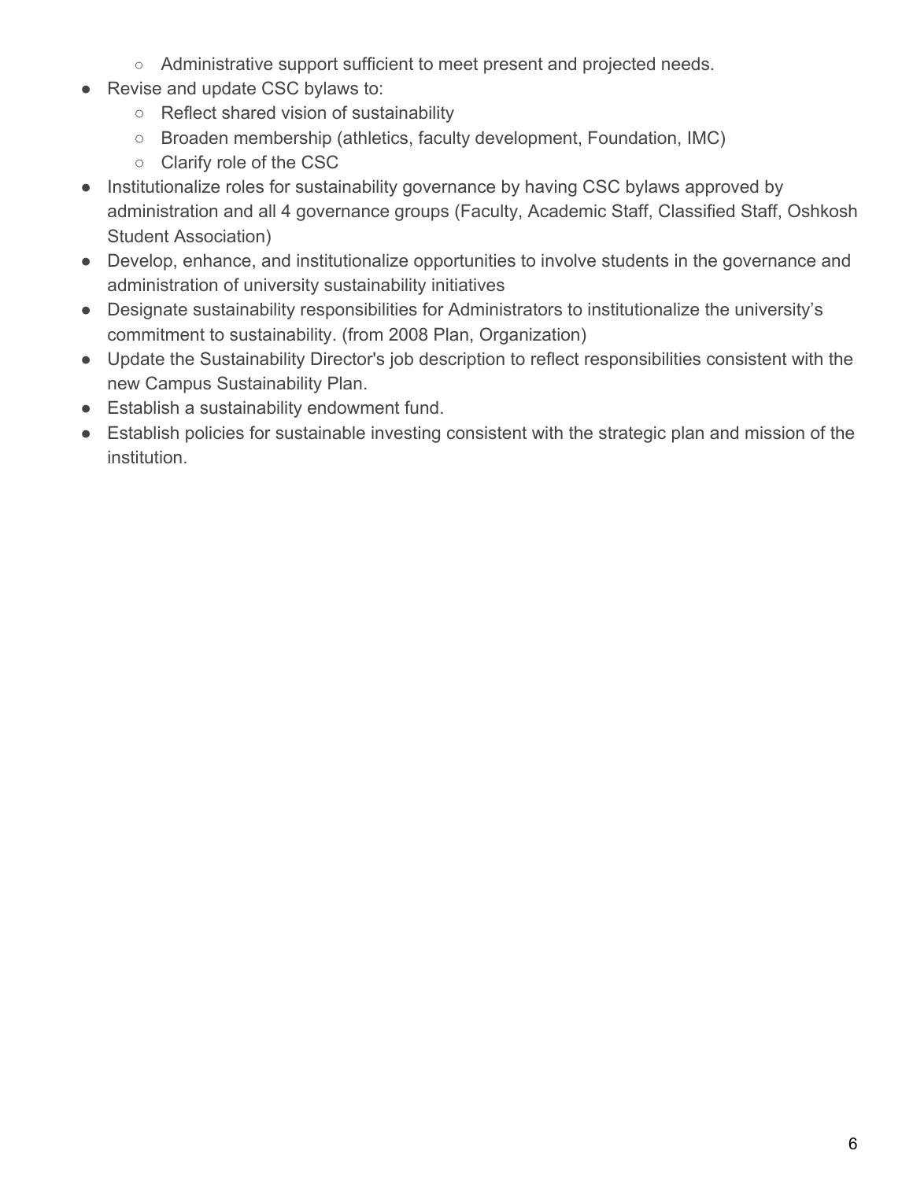- Administrative support sufficient to meet present and projected needs.
- Revise and update CSC bylaws to:
    - Reflect shared vision of sustainability
    - Broaden membership (athletics, faculty development, Foundation, IMC)
    - Clarify role of the CSC
- Institutionalize roles for sustainability governance by having CSC bylaws approved by administration and all 4 governance groups (Faculty, Academic Staff, Classified Staff, Oshkosh Student Association)
- Develop, enhance, and institutionalize opportunities to involve students in the governance and administration of university sustainability initiatives
- Designate sustainability responsibilities for Administrators to institutionalize the university's commitment to sustainability. (from 2008 Plan, Organization)
- Update the Sustainability Director's job description to reflect responsibilities consistent with the new Campus Sustainability Plan.
- Establish a sustainability endowment fund.
- Establish policies for sustainable investing consistent with the strategic plan and mission of the institution.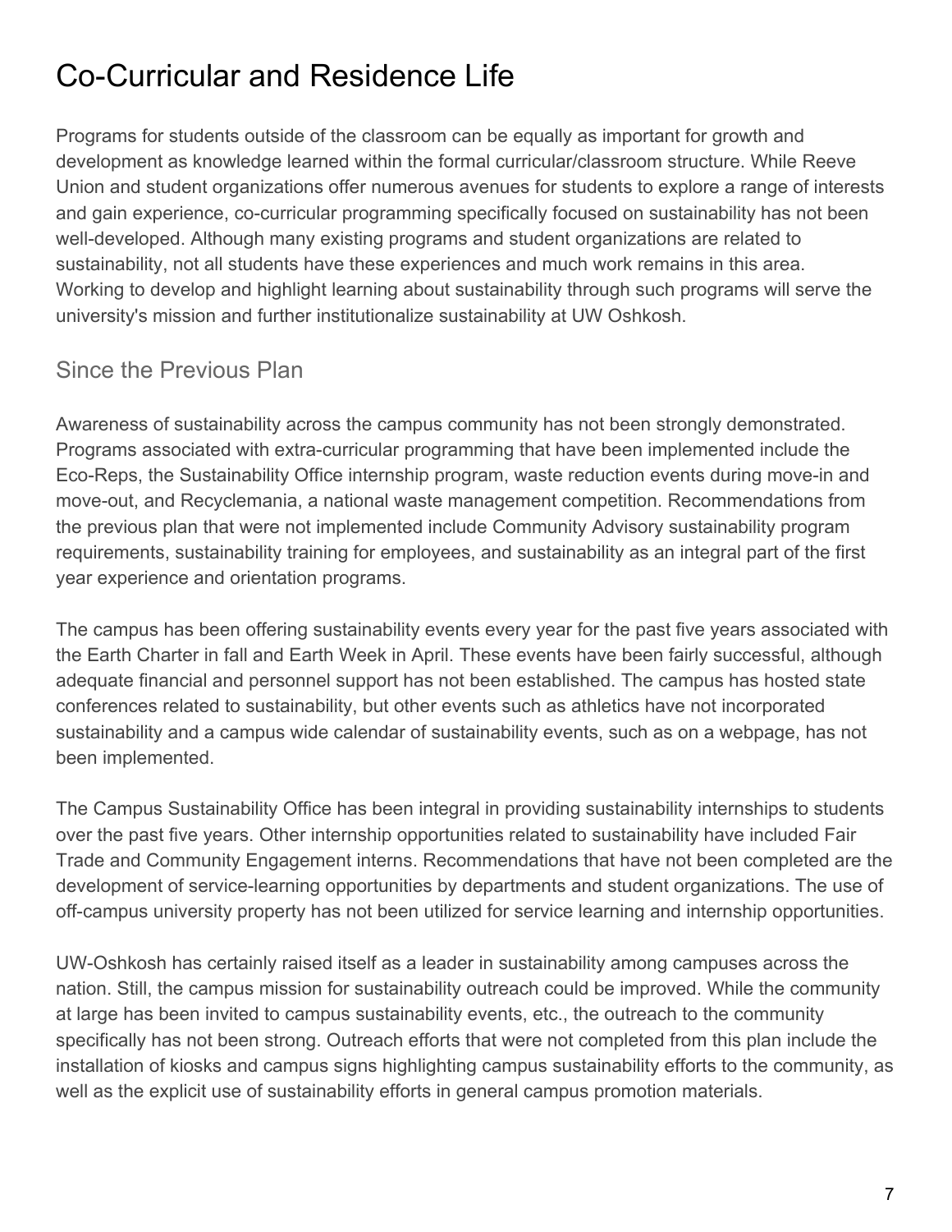# Co-Curricular and Residence Life

Programs for students outside of the classroom can be equally as important for growth and development as knowledge learned within the formal curricular/classroom structure. While Reeve Union and student organizations offer numerous avenues for students to explore a range of interests and gain experience, co-curricular programming specifically focused on sustainability has not been well-developed. Although many existing programs and student organizations are related to sustainability, not all students have these experiences and much work remains in this area. Working to develop and highlight learning about sustainability through such programs will serve the university's mission and further institutionalize sustainability at UW Oshkosh.

## Since the Previous Plan

Awareness of sustainability across the campus community has not been strongly demonstrated. Programs associated with extra-curricular programming that have been implemented include the Eco-Reps, the Sustainability Office internship program, waste reduction events during move-in and move-out, and Recyclemania, a national waste management competition. Recommendations from the previous plan that were not implemented include Community Advisory sustainability program requirements, sustainability training for employees, and sustainability as an integral part of the first year experience and orientation programs.

The campus has been offering sustainability events every year for the past five years associated with the Earth Charter in fall and Earth Week in April. These events have been fairly successful, although adequate financial and personnel support has not been established. The campus has hosted state conferences related to sustainability, but other events such as athletics have not incorporated sustainability and a campus wide calendar of sustainability events, such as on a webpage, has not been implemented.

The Campus Sustainability Office has been integral in providing sustainability internships to students over the past five years. Other internship opportunities related to sustainability have included Fair Trade and Community Engagement interns. Recommendations that have not been completed are the development of service-learning opportunities by departments and student organizations. The use of off-campus university property has not been utilized for service learning and internship opportunities.

UW-Oshkosh has certainly raised itself as a leader in sustainability among campuses across the nation. Still, the campus mission for sustainability outreach could be improved. While the community at large has been invited to campus sustainability events, etc., the outreach to the community specifically has not been strong. Outreach efforts that were not completed from this plan include the installation of kiosks and campus signs highlighting campus sustainability efforts to the community, as well as the explicit use of sustainability efforts in general campus promotion materials.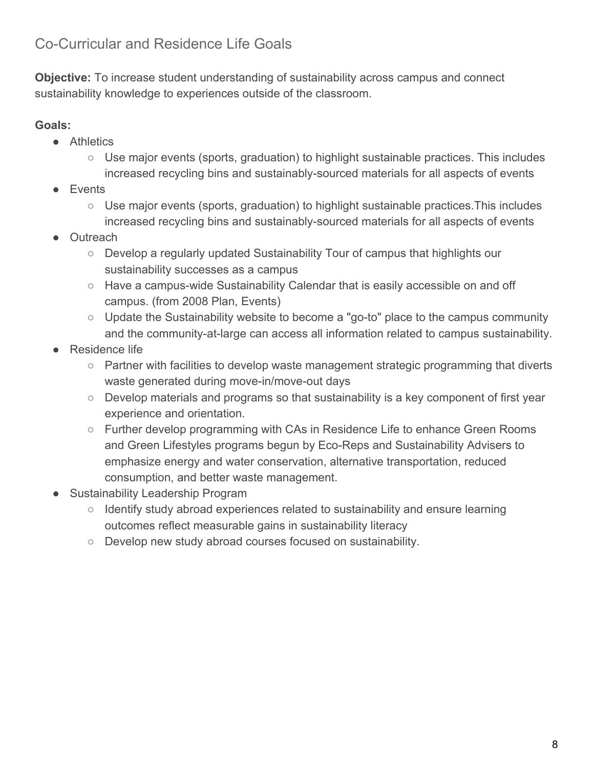## Co-Curricular and Residence Life Goals

**Objective:** To increase student understanding of sustainability across campus and connect sustainability knowledge to experiences outside of the classroom.

**Goals:**

- Athletics
  - Use major events (sports, graduation) to highlight sustainable practices. This includes increased recycling bins and sustainably-sourced materials for all aspects of events
- Events
  - Use major events (sports, graduation) to highlight sustainable practices.This includes increased recycling bins and sustainably-sourced materials for all aspects of events
- Outreach
  - Develop a regularly updated Sustainability Tour of campus that highlights our sustainability successes as a campus
  - Have a campus-wide Sustainability Calendar that is easily accessible on and off campus. (from 2008 Plan, Events)
  - Update the Sustainability website to become a "go-to" place to the campus community and the community-at-large can access all information related to campus sustainability.
- Residence life
  - Partner with facilities to develop waste management strategic programming that diverts waste generated during move-in/move-out days
  - Develop materials and programs so that sustainability is a key component of first year experience and orientation.
  - Further develop programming with CAs in Residence Life to enhance Green Rooms and Green Lifestyles programs begun by Eco-Reps and Sustainability Advisers to emphasize energy and water conservation, alternative transportation, reduced consumption, and better waste management.
- Sustainability Leadership Program
  - Identify study abroad experiences related to sustainability and ensure learning outcomes reflect measurable gains in sustainability literacy
  - Develop new study abroad courses focused on sustainability.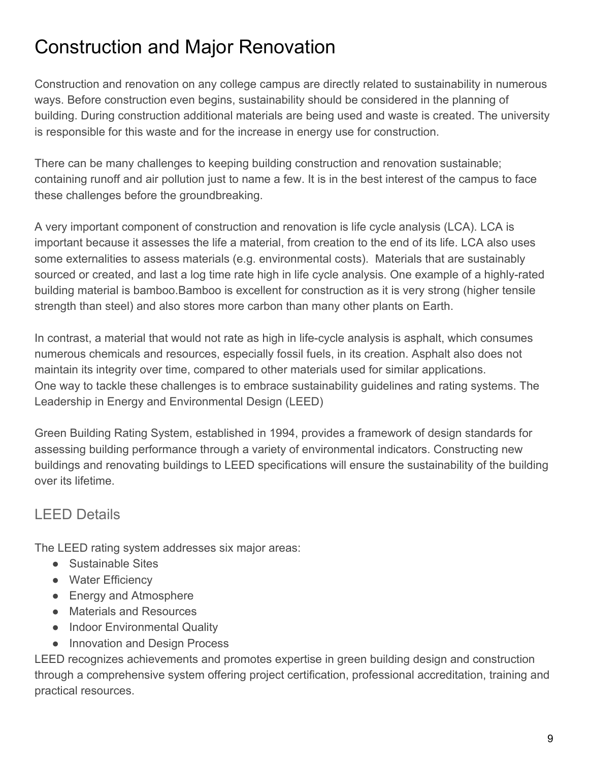# Construction and Major Renovation

Construction and renovation on any college campus are directly related to sustainability in numerous ways. Before construction even begins, sustainability should be considered in the planning of building. During construction additional materials are being used and waste is created. The university is responsible for this waste and for the increase in energy use for construction.

There can be many challenges to keeping building construction and renovation sustainable; containing runoff and air pollution just to name a few. It is in the best interest of the campus to face these challenges before the groundbreaking.

A very important component of construction and renovation is life cycle analysis (LCA). LCA is important because it assesses the life a material, from creation to the end of its life. LCA also uses some externalities to assess materials (e.g. environmental costs). Materials that are sustainably sourced or created, and last a log time rate high in life cycle analysis. One example of a highly-rated building material is bamboo.Bamboo is excellent for construction as it is very strong (higher tensile strength than steel) and also stores more carbon than many other plants on Earth.

In contrast, a material that would not rate as high in life-cycle analysis is asphalt, which consumes numerous chemicals and resources, especially fossil fuels, in its creation. Asphalt also does not maintain its integrity over time, compared to other materials used for similar applications.
One way to tackle these challenges is to embrace sustainability guidelines and rating systems. The Leadership in Energy and Environmental Design (LEED)

Green Building Rating System, established in 1994, provides a framework of design standards for assessing building performance through a variety of environmental indicators. Constructing new buildings and renovating buildings to LEED specifications will ensure the sustainability of the building over its lifetime.

## LEED Details

The LEED rating system addresses six major areas:

- Sustainable Sites
- Water Efficiency
- Energy and Atmosphere
- Materials and Resources
- Indoor Environmental Quality
- Innovation and Design Process

LEED recognizes achievements and promotes expertise in green building design and construction through a comprehensive system offering project certification, professional accreditation, training and practical resources.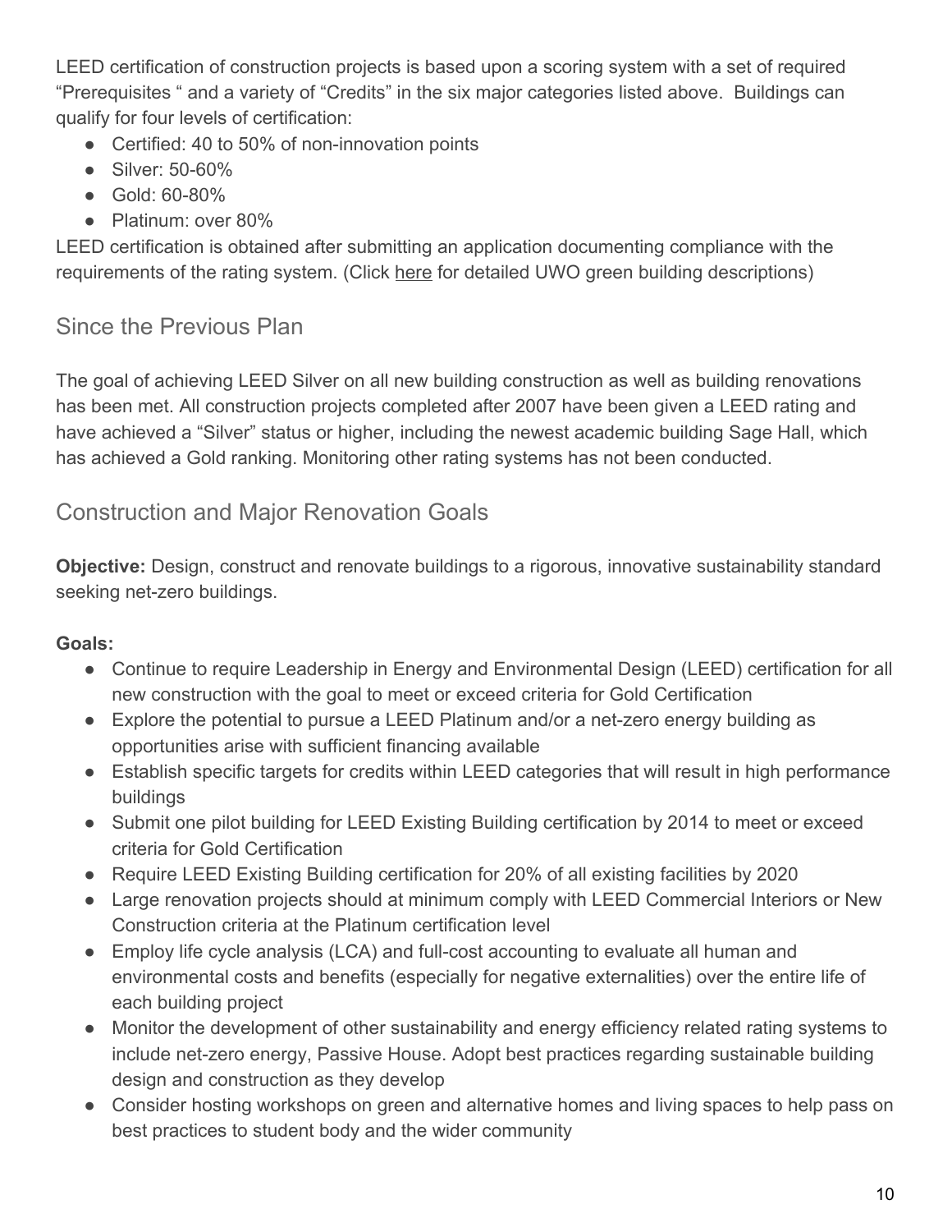LEED certification of construction projects is based upon a scoring system with a set of required "Prerequisites " and a variety of "Credits" in the six major categories listed above. Buildings can qualify for four levels of certification:

- Certified: 40 to 50% of non-innovation points
- Silver: 50-60%
- Gold: 60-80%
- Platinum: over 80%

LEED certification is obtained after submitting an application documenting compliance with the requirements of the rating system. (Click here for detailed UWO green building descriptions)

## Since the Previous Plan

The goal of achieving LEED Silver on all new building construction as well as building renovations has been met. All construction projects completed after 2007 have been given a LEED rating and have achieved a "Silver" status or higher, including the newest academic building Sage Hall, which has achieved a Gold ranking. Monitoring other rating systems has not been conducted.

## Construction and Major Renovation Goals

**Objective:** Design, construct and renovate buildings to a rigorous, innovative sustainability standard seeking net-zero buildings.

**Goals:**

- Continue to require Leadership in Energy and Environmental Design (LEED) certification for all new construction with the goal to meet or exceed criteria for Gold Certification
- Explore the potential to pursue a LEED Platinum and/or a net-zero energy building as opportunities arise with sufficient financing available
- Establish specific targets for credits within LEED categories that will result in high performance buildings
- Submit one pilot building for LEED Existing Building certification by 2014 to meet or exceed criteria for Gold Certification
- Require LEED Existing Building certification for 20% of all existing facilities by 2020
- Large renovation projects should at minimum comply with LEED Commercial Interiors or New Construction criteria at the Platinum certification level
- Employ life cycle analysis (LCA) and full-cost accounting to evaluate all human and environmental costs and benefits (especially for negative externalities) over the entire life of each building project
- Monitor the development of other sustainability and energy efficiency related rating systems to include net-zero energy, Passive House. Adopt best practices regarding sustainable building design and construction as they develop
- Consider hosting workshops on green and alternative homes and living spaces to help pass on best practices to student body and the wider community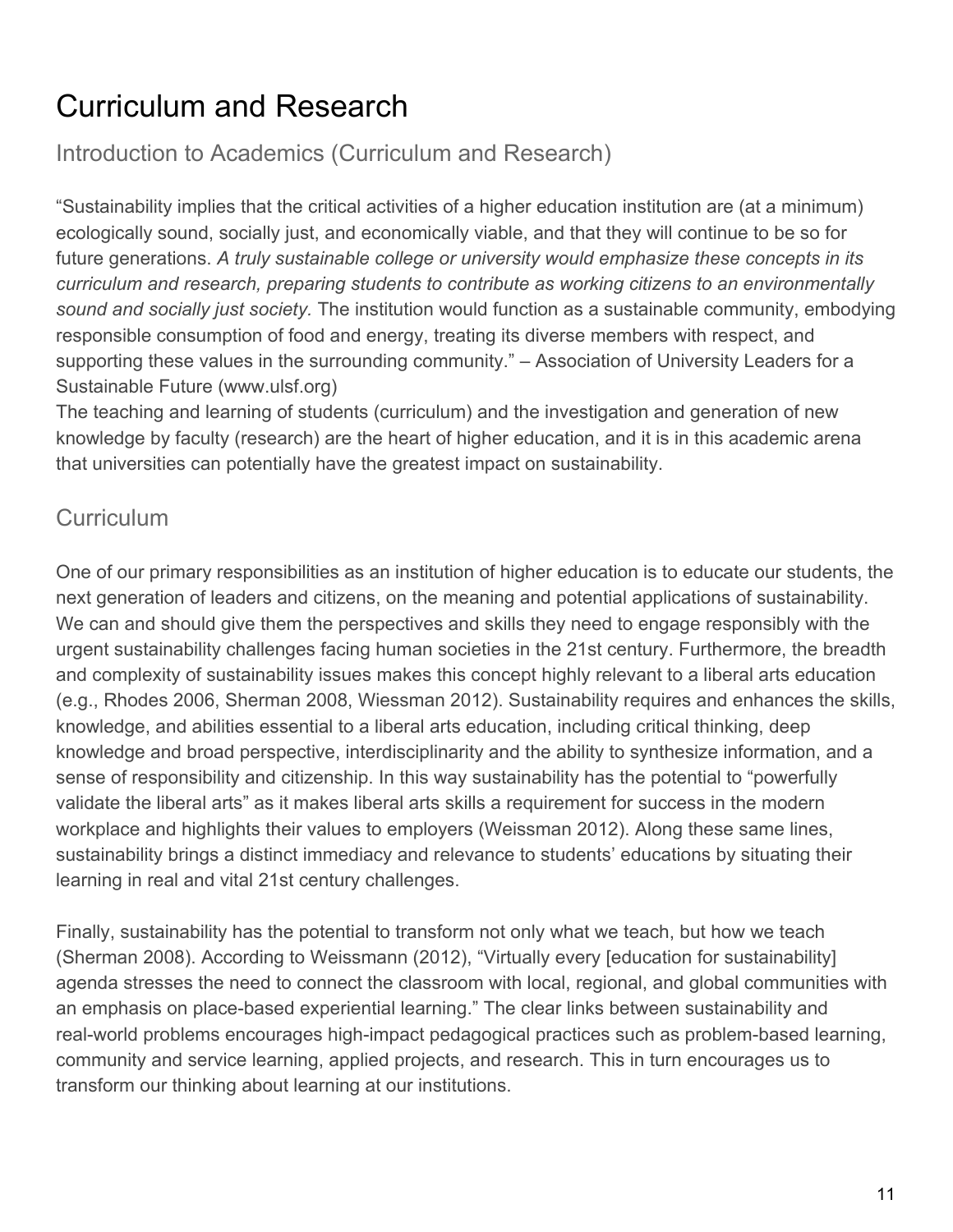# Curriculum and Research

## Introduction to Academics (Curriculum and Research)

“Sustainability implies that the critical activities of a higher education institution are (at a minimum) ecologically sound, socially just, and economically viable, and that they will continue to be so for future generations. *A truly sustainable college or university would emphasize these concepts in its curriculum and research, preparing students to contribute as working citizens to an environmentally sound and socially just society.* The institution would function as a sustainable community, embodying responsible consumption of food and energy, treating its diverse members with respect, and supporting these values in the surrounding community.” – Association of University Leaders for a Sustainable Future (www.ulsf.org)

The teaching and learning of students (curriculum) and the investigation and generation of new knowledge by faculty (research) are the heart of higher education, and it is in this academic arena that universities can potentially have the greatest impact on sustainability.

## Curriculum

One of our primary responsibilities as an institution of higher education is to educate our students, the next generation of leaders and citizens, on the meaning and potential applications of sustainability. We can and should give them the perspectives and skills they need to engage responsibly with the urgent sustainability challenges facing human societies in the 21st century. Furthermore, the breadth and complexity of sustainability issues makes this concept highly relevant to a liberal arts education (e.g., Rhodes 2006, Sherman 2008, Wiessman 2012). Sustainability requires and enhances the skills, knowledge, and abilities essential to a liberal arts education, including critical thinking, deep knowledge and broad perspective, interdisciplinarity and the ability to synthesize information, and a sense of responsibility and citizenship. In this way sustainability has the potential to “powerfully validate the liberal arts” as it makes liberal arts skills a requirement for success in the modern workplace and highlights their values to employers (Weissman 2012). Along these same lines, sustainability brings a distinct immediacy and relevance to students’ educations by situating their learning in real and vital 21st century challenges.

Finally, sustainability has the potential to transform not only what we teach, but how we teach (Sherman 2008). According to Weissmann (2012), “Virtually every [education for sustainability] agenda stresses the need to connect the classroom with local, regional, and global communities with an emphasis on place-based experiential learning.” The clear links between sustainability and real-world problems encourages high-impact pedagogical practices such as problem-based learning, community and service learning, applied projects, and research. This in turn encourages us to transform our thinking about learning at our institutions.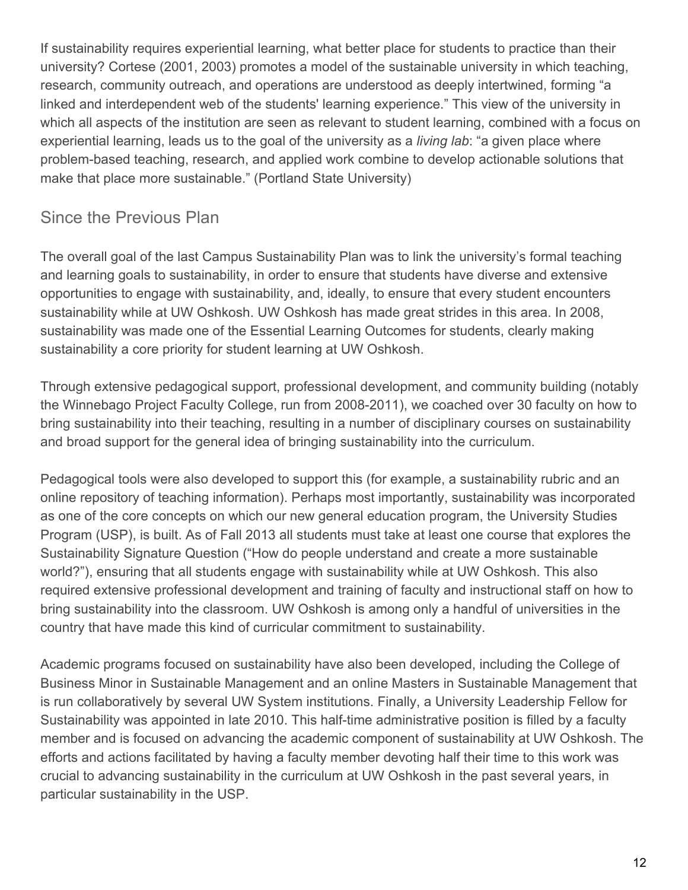If sustainability requires experiential learning, what better place for students to practice than their university? Cortese (2001, 2003) promotes a model of the sustainable university in which teaching, research, community outreach, and operations are understood as deeply intertwined, forming "a linked and interdependent web of the students' learning experience." This view of the university in which all aspects of the institution are seen as relevant to student learning, combined with a focus on experiential learning, leads us to the goal of the university as a *living lab*: "a given place where problem-based teaching, research, and applied work combine to develop actionable solutions that make that place more sustainable." (Portland State University)

## Since the Previous Plan

The overall goal of the last Campus Sustainability Plan was to link the university's formal teaching and learning goals to sustainability, in order to ensure that students have diverse and extensive opportunities to engage with sustainability, and, ideally, to ensure that every student encounters sustainability while at UW Oshkosh. UW Oshkosh has made great strides in this area. In 2008, sustainability was made one of the Essential Learning Outcomes for students, clearly making sustainability a core priority for student learning at UW Oshkosh.

Through extensive pedagogical support, professional development, and community building (notably the Winnebago Project Faculty College, run from 2008-2011), we coached over 30 faculty on how to bring sustainability into their teaching, resulting in a number of disciplinary courses on sustainability and broad support for the general idea of bringing sustainability into the curriculum.

Pedagogical tools were also developed to support this (for example, a sustainability rubric and an online repository of teaching information). Perhaps most importantly, sustainability was incorporated as one of the core concepts on which our new general education program, the University Studies Program (USP), is built. As of Fall 2013 all students must take at least one course that explores the Sustainability Signature Question ("How do people understand and create a more sustainable world?"), ensuring that all students engage with sustainability while at UW Oshkosh. This also required extensive professional development and training of faculty and instructional staff on how to bring sustainability into the classroom. UW Oshkosh is among only a handful of universities in the country that have made this kind of curricular commitment to sustainability.

Academic programs focused on sustainability have also been developed, including the College of Business Minor in Sustainable Management and an online Masters in Sustainable Management that is run collaboratively by several UW System institutions. Finally, a University Leadership Fellow for Sustainability was appointed in late 2010. This half-time administrative position is filled by a faculty member and is focused on advancing the academic component of sustainability at UW Oshkosh. The efforts and actions facilitated by having a faculty member devoting half their time to this work was crucial to advancing sustainability in the curriculum at UW Oshkosh in the past several years, in particular sustainability in the USP.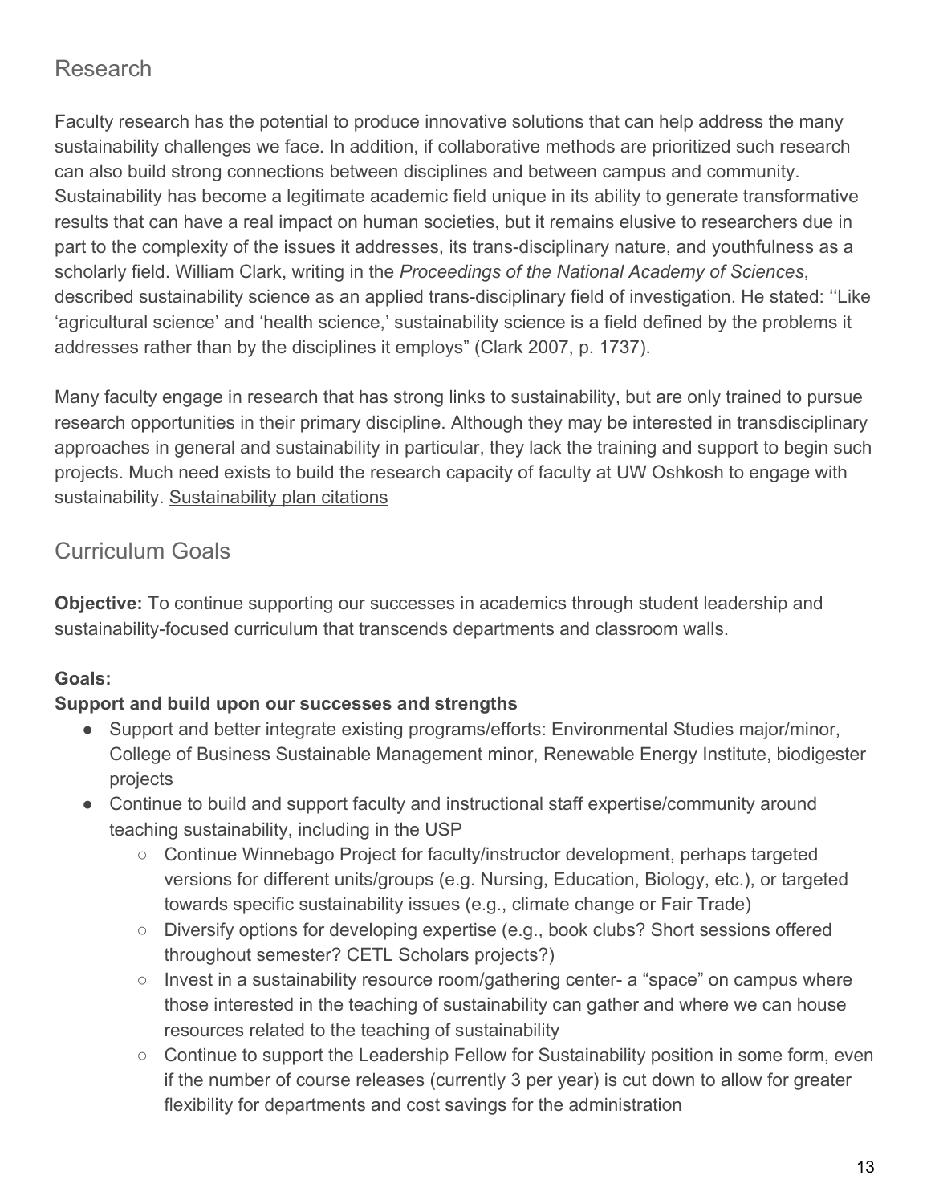## Research

Faculty research has the potential to produce innovative solutions that can help address the many sustainability challenges we face. In addition, if collaborative methods are prioritized such research can also build strong connections between disciplines and between campus and community. Sustainability has become a legitimate academic field unique in its ability to generate transformative results that can have a real impact on human societies, but it remains elusive to researchers due in part to the complexity of the issues it addresses, its trans-disciplinary nature, and youthfulness as a scholarly field. William Clark, writing in the *Proceedings of the National Academy of Sciences*, described sustainability science as an applied trans-disciplinary field of investigation. He stated: ''Like 'agricultural science' and 'health science,' sustainability science is a field defined by the problems it addresses rather than by the disciplines it employs" (Clark 2007, p. 1737).

Many faculty engage in research that has strong links to sustainability, but are only trained to pursue research opportunities in their primary discipline. Although they may be interested in transdisciplinary approaches in general and sustainability in particular, they lack the training and support to begin such projects. Much need exists to build the research capacity of faculty at UW Oshkosh to engage with sustainability. Sustainability plan citations

## Curriculum Goals

**Objective:** To continue supporting our successes in academics through student leadership and sustainability-focused curriculum that transcends departments and classroom walls.

**Goals:**

**Support and build upon our successes and strengths**

- Support and better integrate existing programs/efforts: Environmental Studies major/minor, College of Business Sustainable Management minor, Renewable Energy Institute, biodigester projects
- Continue to build and support faculty and instructional staff expertise/community around teaching sustainability, including in the USP
    - Continue Winnebago Project for faculty/instructor development, perhaps targeted versions for different units/groups (e.g. Nursing, Education, Biology, etc.), or targeted towards specific sustainability issues (e.g., climate change or Fair Trade)
    - Diversify options for developing expertise (e.g., book clubs? Short sessions offered throughout semester? CETL Scholars projects?)
    - Invest in a sustainability resource room/gathering center- a "space" on campus where those interested in the teaching of sustainability can gather and where we can house resources related to the teaching of sustainability
    - Continue to support the Leadership Fellow for Sustainability position in some form, even if the number of course releases (currently 3 per year) is cut down to allow for greater flexibility for departments and cost savings for the administration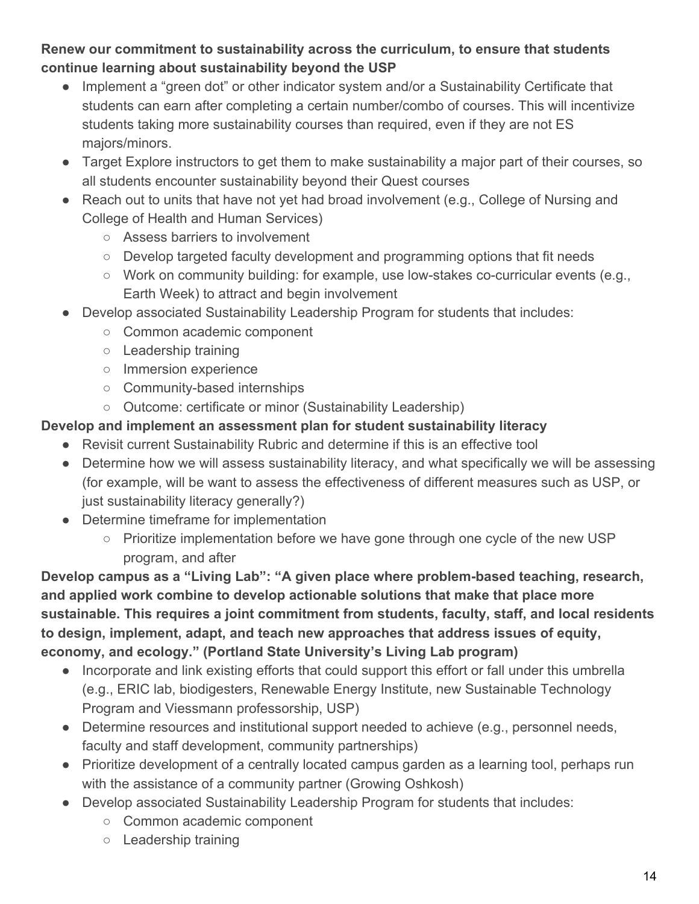**Renew our commitment to sustainability across the curriculum, to ensure that students continue learning about sustainability beyond the USP**

- Implement a "green dot" or other indicator system and/or a Sustainability Certificate that students can earn after completing a certain number/combo of courses. This will incentivize students taking more sustainability courses than required, even if they are not ES majors/minors.
- Target Explore instructors to get them to make sustainability a major part of their courses, so all students encounter sustainability beyond their Quest courses
- Reach out to units that have not yet had broad involvement (e.g., College of Nursing and College of Health and Human Services)
    - Assess barriers to involvement
    - Develop targeted faculty development and programming options that fit needs
    - Work on community building: for example, use low-stakes co-curricular events (e.g., Earth Week) to attract and begin involvement
- Develop associated Sustainability Leadership Program for students that includes:
    - Common academic component
    - Leadership training
    - Immersion experience
    - Community-based internships
    - Outcome: certificate or minor (Sustainability Leadership)

**Develop and implement an assessment plan for student sustainability literacy**

- Revisit current Sustainability Rubric and determine if this is an effective tool
- Determine how we will assess sustainability literacy, and what specifically we will be assessing (for example, will be want to assess the effectiveness of different measures such as USP, or just sustainability literacy generally?)
- Determine timeframe for implementation
    - Prioritize implementation before we have gone through one cycle of the new USP program, and after

**Develop campus as a "Living Lab": "A given place where problem-based teaching, research, and applied work combine to develop actionable solutions that make that place more sustainable. This requires a joint commitment from students, faculty, staff, and local residents to design, implement, adapt, and teach new approaches that address issues of equity, economy, and ecology." (Portland State University's Living Lab program)**

- Incorporate and link existing efforts that could support this effort or fall under this umbrella (e.g., ERIC lab, biodigesters, Renewable Energy Institute, new Sustainable Technology Program and Viessmann professorship, USP)
- Determine resources and institutional support needed to achieve (e.g., personnel needs, faculty and staff development, community partnerships)
- Prioritize development of a centrally located campus garden as a learning tool, perhaps run with the assistance of a community partner (Growing Oshkosh)
- Develop associated Sustainability Leadership Program for students that includes:
    - Common academic component
    - Leadership training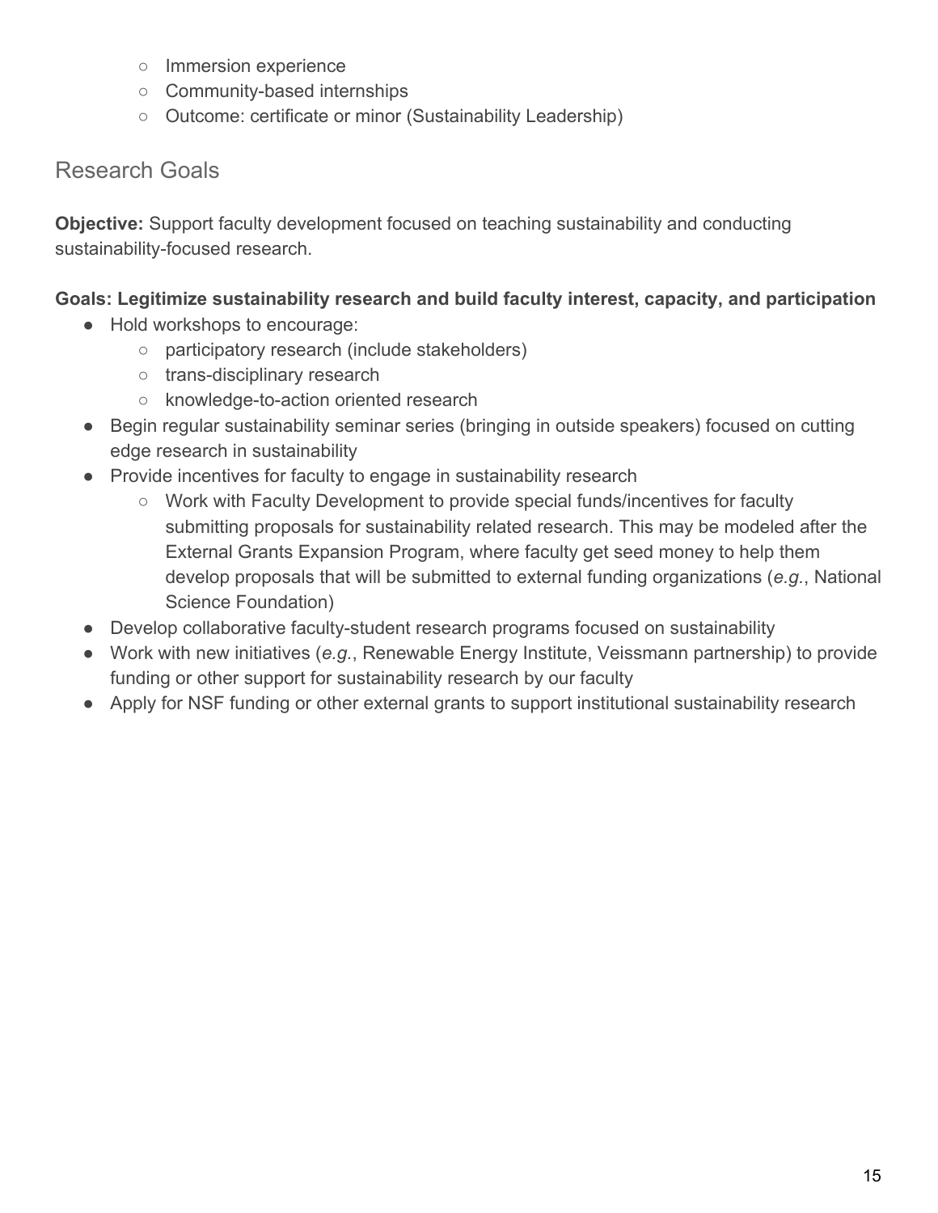- Immersion experience
  - Community-based internships
  - Outcome: certificate or minor (Sustainability Leadership)

## Research Goals

**Objective:** Support faculty development focused on teaching sustainability and conducting sustainability-focused research.

**Goals: Legitimize sustainability research and build faculty interest, capacity, and participation**

- Hold workshops to encourage:
  - participatory research (include stakeholders)
  - trans-disciplinary research
  - knowledge-to-action oriented research
- Begin regular sustainability seminar series (bringing in outside speakers) focused on cutting edge research in sustainability
- Provide incentives for faculty to engage in sustainability research
  - Work with Faculty Development to provide special funds/incentives for faculty submitting proposals for sustainability related research. This may be modeled after the External Grants Expansion Program, where faculty get seed money to help them develop proposals that will be submitted to external funding organizations (*e.g.*, National Science Foundation)
- Develop collaborative faculty-student research programs focused on sustainability
- Work with new initiatives (*e.g.*, Renewable Energy Institute, Veissmann partnership) to provide funding or other support for sustainability research by our faculty
- Apply for NSF funding or other external grants to support institutional sustainability research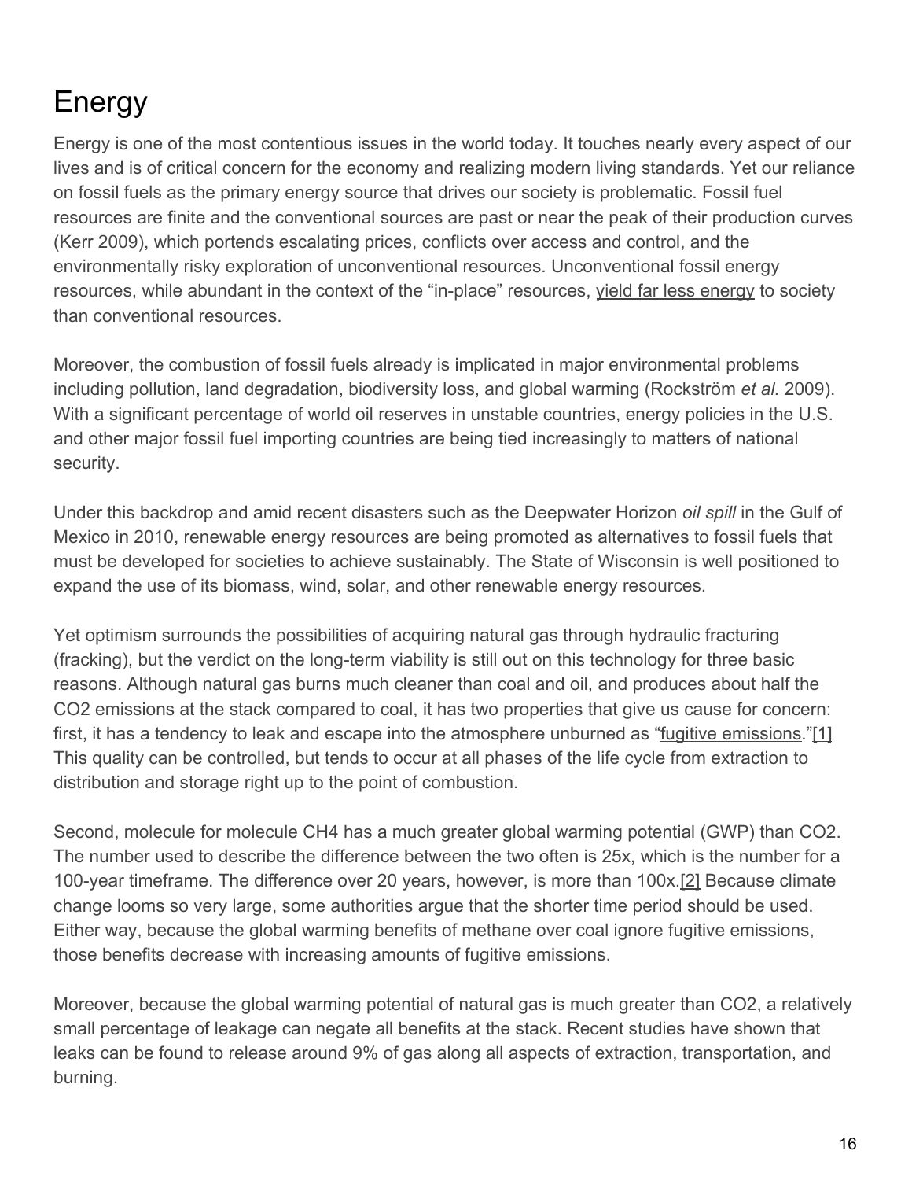# Energy

Energy is one of the most contentious issues in the world today. It touches nearly every aspect of our lives and is of critical concern for the economy and realizing modern living standards. Yet our reliance on fossil fuels as the primary energy source that drives our society is problematic. Fossil fuel resources are finite and the conventional sources are past or near the peak of their production curves (Kerr 2009), which portends escalating prices, conflicts over access and control, and the environmentally risky exploration of unconventional resources. Unconventional fossil energy resources, while abundant in the context of the "in-place" resources, yield far less energy to society than conventional resources.

Moreover, the combustion of fossil fuels already is implicated in major environmental problems including pollution, land degradation, biodiversity loss, and global warming (Rockström *et al.* 2009). With a significant percentage of world oil reserves in unstable countries, energy policies in the U.S. and other major fossil fuel importing countries are being tied increasingly to matters of national security.

Under this backdrop and amid recent disasters such as the Deepwater Horizon *oil spill* in the Gulf of Mexico in 2010, renewable energy resources are being promoted as alternatives to fossil fuels that must be developed for societies to achieve sustainably. The State of Wisconsin is well positioned to expand the use of its biomass, wind, solar, and other renewable energy resources.

Yet optimism surrounds the possibilities of acquiring natural gas through hydraulic fracturing (fracking), but the verdict on the long-term viability is still out on this technology for three basic reasons. Although natural gas burns much cleaner than coal and oil, and produces about half the $CO_2$ emissions at the stack compared to coal, it has two properties that give us cause for concern: first, it has a tendency to leak and escape into the atmosphere unburned as "fugitive emissions."[1] This quality can be controlled, but tends to occur at all phases of the life cycle from extraction to distribution and storage right up to the point of combustion.

Second, molecule for molecule $CH_4$ has a much greater global warming potential (GWP) than $CO_2$. The number used to describe the difference between the two often is 25x, which is the number for a 100-year timeframe. The difference over 20 years, however, is more than 100x.[2] Because climate change looms so very large, some authorities argue that the shorter time period should be used. Either way, because the global warming benefits of methane over coal ignore fugitive emissions, those benefits decrease with increasing amounts of fugitive emissions.

Moreover, because the global warming potential of natural gas is much greater than $CO_2$, a relatively small percentage of leakage can negate all benefits at the stack. Recent studies have shown that leaks can be found to release around 9% of gas along all aspects of extraction, transportation, and burning.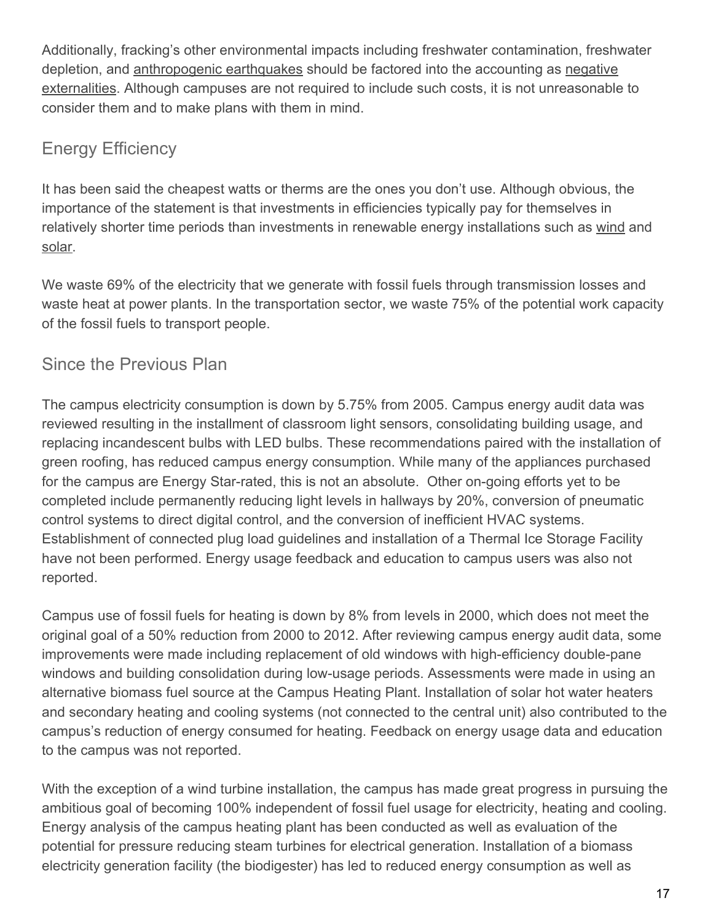Additionally, fracking's other environmental impacts including freshwater contamination, freshwater depletion, and anthropogenic earthquakes should be factored into the accounting as negative externalities. Although campuses are not required to include such costs, it is not unreasonable to consider them and to make plans with them in mind.

## Energy Efficiency

It has been said the cheapest watts or therms are the ones you don't use. Although obvious, the importance of the statement is that investments in efficiencies typically pay for themselves in relatively shorter time periods than investments in renewable energy installations such as wind and solar.

We waste 69% of the electricity that we generate with fossil fuels through transmission losses and waste heat at power plants. In the transportation sector, we waste 75% of the potential work capacity of the fossil fuels to transport people.

## Since the Previous Plan

The campus electricity consumption is down by 5.75% from 2005. Campus energy audit data was reviewed resulting in the installment of classroom light sensors, consolidating building usage, and replacing incandescent bulbs with LED bulbs. These recommendations paired with the installation of green roofing, has reduced campus energy consumption. While many of the appliances purchased for the campus are Energy Star-rated, this is not an absolute. Other on-going efforts yet to be completed include permanently reducing light levels in hallways by 20%, conversion of pneumatic control systems to direct digital control, and the conversion of inefficient HVAC systems. Establishment of connected plug load guidelines and installation of a Thermal Ice Storage Facility have not been performed. Energy usage feedback and education to campus users was also not reported.

Campus use of fossil fuels for heating is down by 8% from levels in 2000, which does not meet the original goal of a 50% reduction from 2000 to 2012. After reviewing campus energy audit data, some improvements were made including replacement of old windows with high-efficiency double-pane windows and building consolidation during low-usage periods. Assessments were made in using an alternative biomass fuel source at the Campus Heating Plant. Installation of solar hot water heaters and secondary heating and cooling systems (not connected to the central unit) also contributed to the campus's reduction of energy consumed for heating. Feedback on energy usage data and education to the campus was not reported.

With the exception of a wind turbine installation, the campus has made great progress in pursuing the ambitious goal of becoming 100% independent of fossil fuel usage for electricity, heating and cooling. Energy analysis of the campus heating plant has been conducted as well as evaluation of the potential for pressure reducing steam turbines for electrical generation. Installation of a biomass electricity generation facility (the biodigester) has led to reduced energy consumption as well as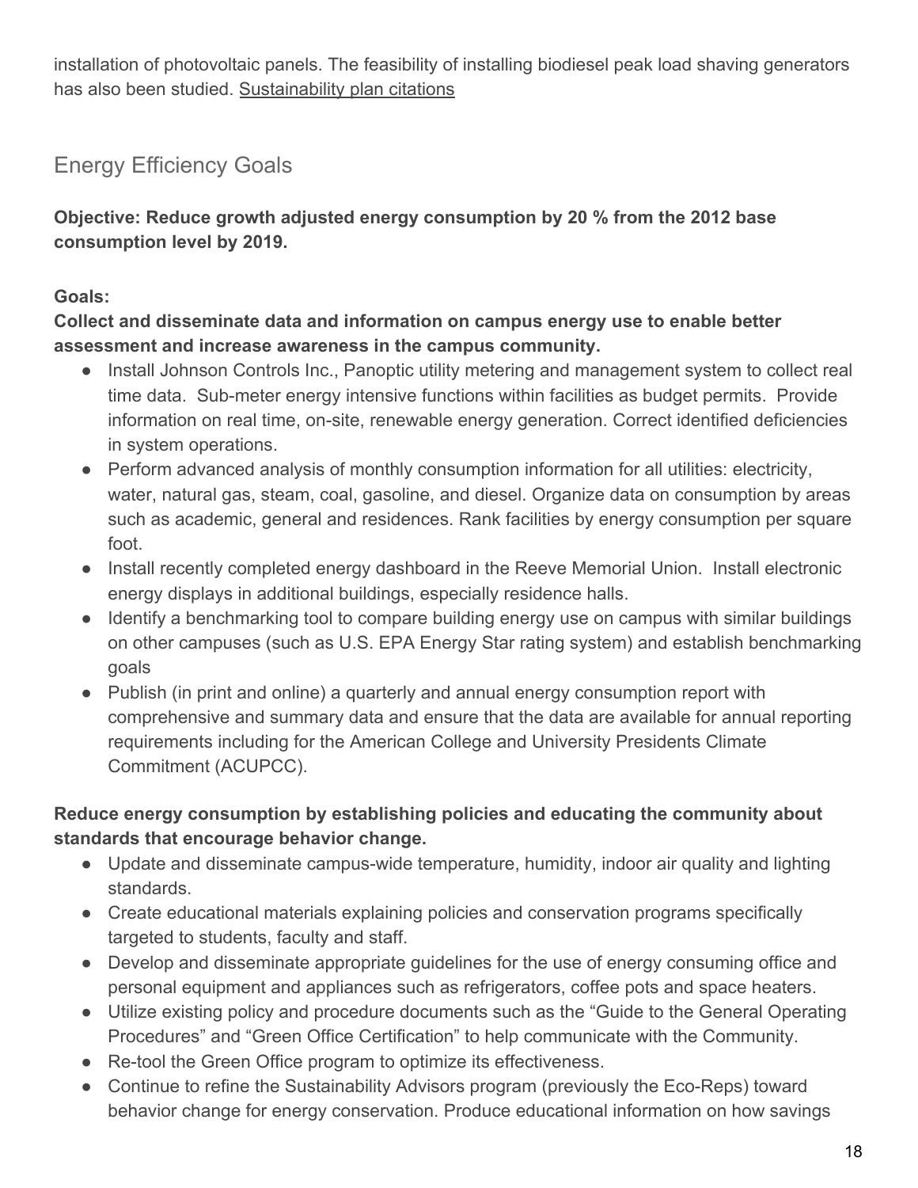installation of photovoltaic panels. The feasibility of installing biodiesel peak load shaving generators has also been studied. Sustainability plan citations

## Energy Efficiency Goals

**Objective: Reduce growth adjusted energy consumption by 20 % from the 2012 base consumption level by 2019.**

**Goals:**

**Collect and disseminate data and information on campus energy use to enable better assessment and increase awareness in the campus community.**

- Install Johnson Controls Inc., Panoptic utility metering and management system to collect real time data. Sub-meter energy intensive functions within facilities as budget permits. Provide information on real time, on-site, renewable energy generation. Correct identified deficiencies in system operations.
- Perform advanced analysis of monthly consumption information for all utilities: electricity, water, natural gas, steam, coal, gasoline, and diesel. Organize data on consumption by areas such as academic, general and residences. Rank facilities by energy consumption per square foot.
- Install recently completed energy dashboard in the Reeve Memorial Union. Install electronic energy displays in additional buildings, especially residence halls.
- Identify a benchmarking tool to compare building energy use on campus with similar buildings on other campuses (such as U.S. EPA Energy Star rating system) and establish benchmarking goals
- Publish (in print and online) a quarterly and annual energy consumption report with comprehensive and summary data and ensure that the data are available for annual reporting requirements including for the American College and University Presidents Climate Commitment (ACUPCC).

**Reduce energy consumption by establishing policies and educating the community about standards that encourage behavior change.**

- Update and disseminate campus-wide temperature, humidity, indoor air quality and lighting standards.
- Create educational materials explaining policies and conservation programs specifically targeted to students, faculty and staff.
- Develop and disseminate appropriate guidelines for the use of energy consuming office and personal equipment and appliances such as refrigerators, coffee pots and space heaters.
- Utilize existing policy and procedure documents such as the "Guide to the General Operating Procedures" and "Green Office Certification" to help communicate with the Community.
- Re-tool the Green Office program to optimize its effectiveness.
- Continue to refine the Sustainability Advisors program (previously the Eco-Reps) toward behavior change for energy conservation. Produce educational information on how savings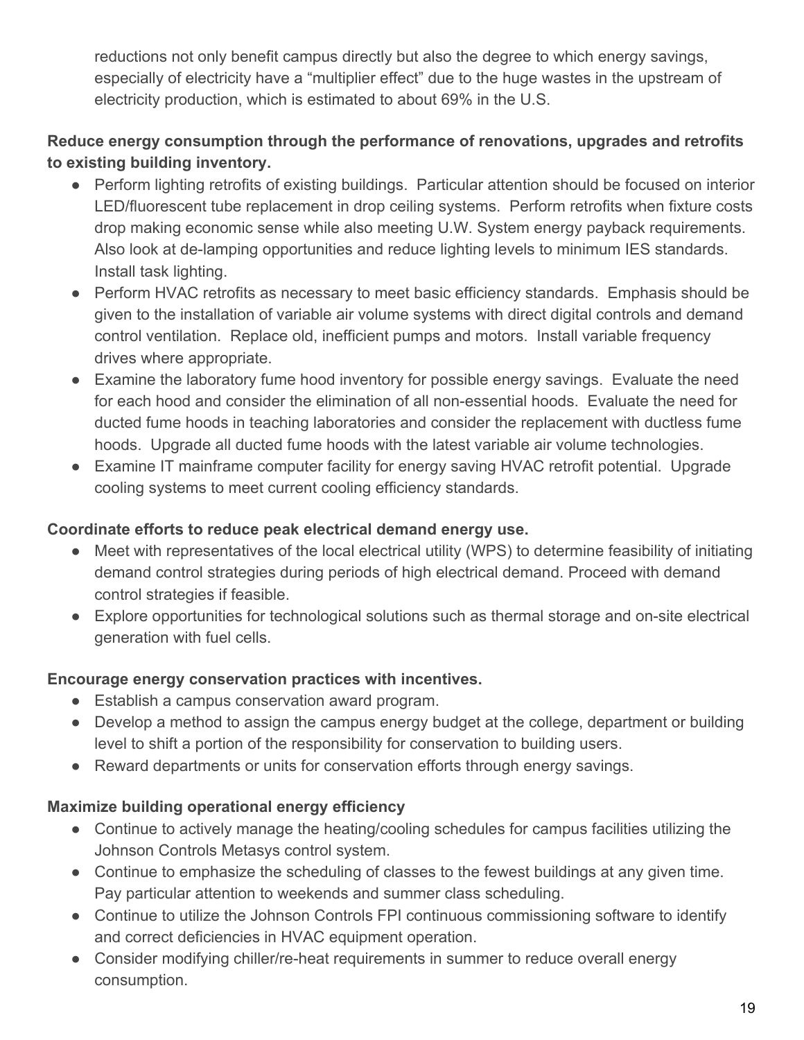reductions not only benefit campus directly but also the degree to which energy savings, especially of electricity have a "multiplier effect" due to the huge wastes in the upstream of electricity production, which is estimated to about 69% in the U.S.

**Reduce energy consumption through the performance of renovations, upgrades and retrofits to existing building inventory.**

- Perform lighting retrofits of existing buildings. Particular attention should be focused on interior LED/fluorescent tube replacement in drop ceiling systems. Perform retrofits when fixture costs drop making economic sense while also meeting U.W. System energy payback requirements. Also look at de-lamping opportunities and reduce lighting levels to minimum IES standards. Install task lighting.
- Perform HVAC retrofits as necessary to meet basic efficiency standards. Emphasis should be given to the installation of variable air volume systems with direct digital controls and demand control ventilation. Replace old, inefficient pumps and motors. Install variable frequency drives where appropriate.
- Examine the laboratory fume hood inventory for possible energy savings. Evaluate the need for each hood and consider the elimination of all non-essential hoods. Evaluate the need for ducted fume hoods in teaching laboratories and consider the replacement with ductless fume hoods. Upgrade all ducted fume hoods with the latest variable air volume technologies.
- Examine IT mainframe computer facility for energy saving HVAC retrofit potential. Upgrade cooling systems to meet current cooling efficiency standards.

**Coordinate efforts to reduce peak electrical demand energy use.**

- Meet with representatives of the local electrical utility (WPS) to determine feasibility of initiating demand control strategies during periods of high electrical demand. Proceed with demand control strategies if feasible.
- Explore opportunities for technological solutions such as thermal storage and on-site electrical generation with fuel cells.

**Encourage energy conservation practices with incentives.**

- Establish a campus conservation award program.
- Develop a method to assign the campus energy budget at the college, department or building level to shift a portion of the responsibility for conservation to building users.
- Reward departments or units for conservation efforts through energy savings.

**Maximize building operational energy efficiency**

- Continue to actively manage the heating/cooling schedules for campus facilities utilizing the Johnson Controls Metasys control system.
- Continue to emphasize the scheduling of classes to the fewest buildings at any given time. Pay particular attention to weekends and summer class scheduling.
- Continue to utilize the Johnson Controls FPI continuous commissioning software to identify and correct deficiencies in HVAC equipment operation.
- Consider modifying chiller/re-heat requirements in summer to reduce overall energy consumption.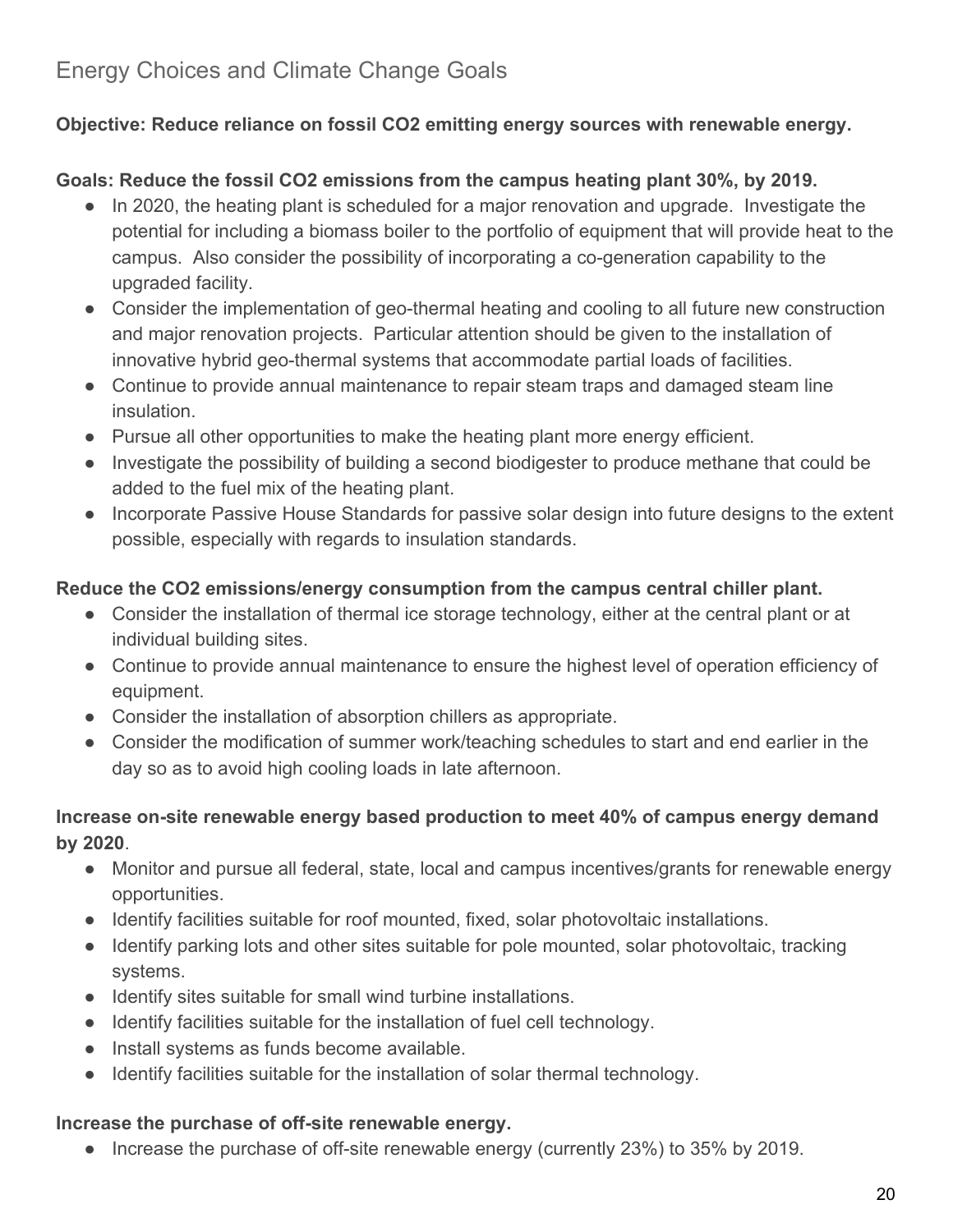## Energy Choices and Climate Change Goals

**Objective: Reduce reliance on fossil $CO_2$ emitting energy sources with renewable energy.**

**Goals: Reduce the fossil $CO_2$ emissions from the campus heating plant 30%, by 2019.**

- In 2020, the heating plant is scheduled for a major renovation and upgrade. Investigate the potential for including a biomass boiler to the portfolio of equipment that will provide heat to the campus. Also consider the possibility of incorporating a co-generation capability to the upgraded facility.
- Consider the implementation of geo-thermal heating and cooling to all future new construction and major renovation projects. Particular attention should be given to the installation of innovative hybrid geo-thermal systems that accommodate partial loads of facilities.
- Continue to provide annual maintenance to repair steam traps and damaged steam line insulation.
- Pursue all other opportunities to make the heating plant more energy efficient.
- Investigate the possibility of building a second biodigester to produce methane that could be added to the fuel mix of the heating plant.
- Incorporate Passive House Standards for passive solar design into future designs to the extent possible, especially with regards to insulation standards.

**Reduce the $CO_2$ emissions/energy consumption from the campus central chiller plant.**

- Consider the installation of thermal ice storage technology, either at the central plant or at individual building sites.
- Continue to provide annual maintenance to ensure the highest level of operation efficiency of equipment.
- Consider the installation of absorption chillers as appropriate.
- Consider the modification of summer work/teaching schedules to start and end earlier in the day so as to avoid high cooling loads in late afternoon.

**Increase on-site renewable energy based production to meet 40% of campus energy demand by 2020**.

- Monitor and pursue all federal, state, local and campus incentives/grants for renewable energy opportunities.
- Identify facilities suitable for roof mounted, fixed, solar photovoltaic installations.
- Identify parking lots and other sites suitable for pole mounted, solar photovoltaic, tracking systems.
- Identify sites suitable for small wind turbine installations.
- Identify facilities suitable for the installation of fuel cell technology.
- Install systems as funds become available.
- Identify facilities suitable for the installation of solar thermal technology.

**Increase the purchase of off-site renewable energy.**

- Increase the purchase of off-site renewable energy (currently 23%) to 35% by 2019.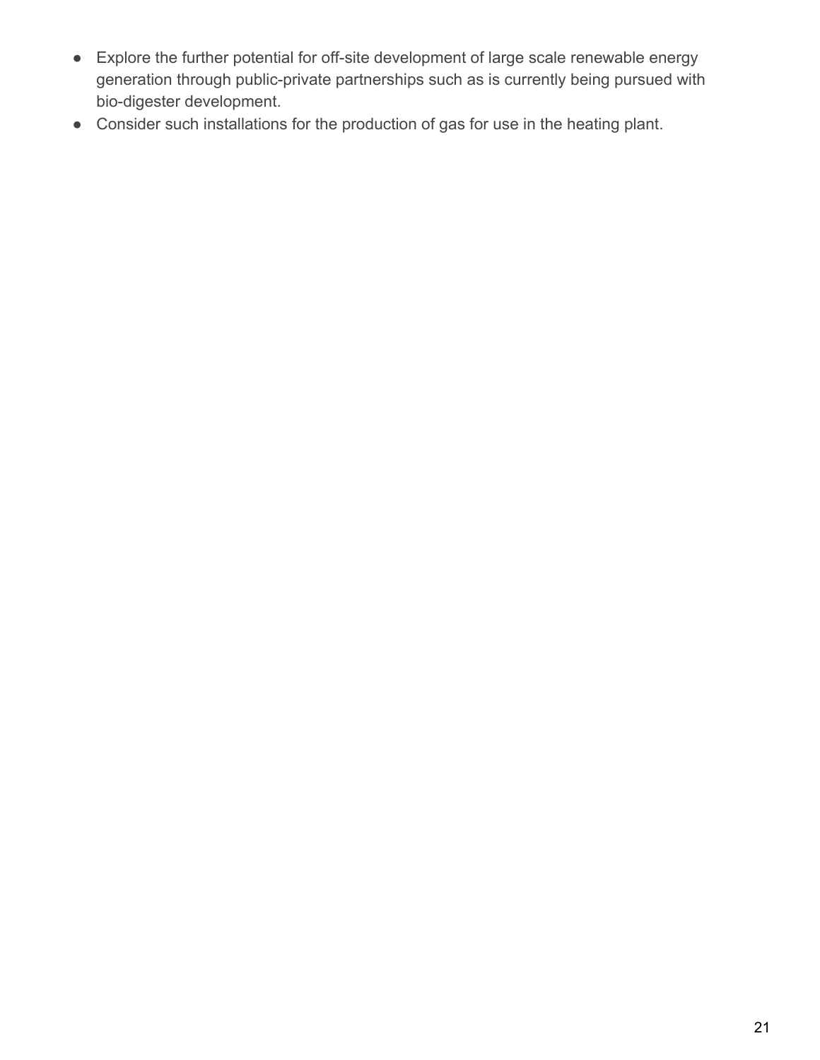- Explore the further potential for off-site development of large scale renewable energy generation through public-private partnerships such as is currently being pursued with bio-digester development.
- Consider such installations for the production of gas for use in the heating plant.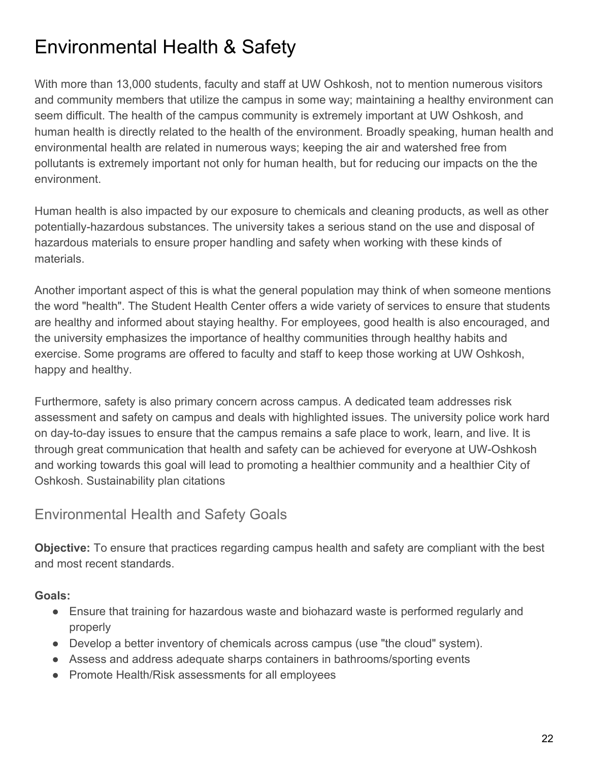# Environmental Health & Safety

With more than 13,000 students, faculty and staff at UW Oshkosh, not to mention numerous visitors and community members that utilize the campus in some way; maintaining a healthy environment can seem difficult. The health of the campus community is extremely important at UW Oshkosh, and human health is directly related to the health of the environment. Broadly speaking, human health and environmental health are related in numerous ways; keeping the air and watershed free from pollutants is extremely important not only for human health, but for reducing our impacts on the the environment.

Human health is also impacted by our exposure to chemicals and cleaning products, as well as other potentially-hazardous substances. The university takes a serious stand on the use and disposal of hazardous materials to ensure proper handling and safety when working with these kinds of materials.

Another important aspect of this is what the general population may think of when someone mentions the word "health". The Student Health Center offers a wide variety of services to ensure that students are healthy and informed about staying healthy. For employees, good health is also encouraged, and the university emphasizes the importance of healthy communities through healthy habits and exercise. Some programs are offered to faculty and staff to keep those working at UW Oshkosh, happy and healthy.

Furthermore, safety is also primary concern across campus. A dedicated team addresses risk assessment and safety on campus and deals with highlighted issues. The university police work hard on day-to-day issues to ensure that the campus remains a safe place to work, learn, and live. It is through great communication that health and safety can be achieved for everyone at UW-Oshkosh and working towards this goal will lead to promoting a healthier community and a healthier City of Oshkosh. Sustainability plan citations

## Environmental Health and Safety Goals

**Objective:** To ensure that practices regarding campus health and safety are compliant with the best and most recent standards.

**Goals:**

- Ensure that training for hazardous waste and biohazard waste is performed regularly and properly
- Develop a better inventory of chemicals across campus (use "the cloud" system).
- Assess and address adequate sharps containers in bathrooms/sporting events
- Promote Health/Risk assessments for all employees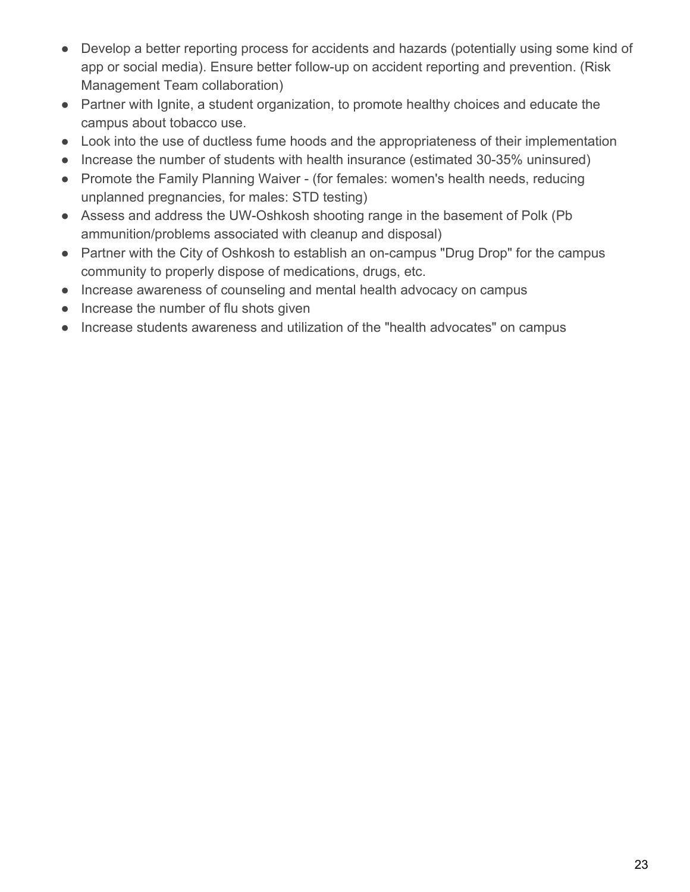- Develop a better reporting process for accidents and hazards (potentially using some kind of app or social media). Ensure better follow-up on accident reporting and prevention. (Risk Management Team collaboration)
- Partner with Ignite, a student organization, to promote healthy choices and educate the campus about tobacco use.
- Look into the use of ductless fume hoods and the appropriateness of their implementation
- Increase the number of students with health insurance (estimated 30-35% uninsured)
- Promote the Family Planning Waiver - (for females: women's health needs, reducing unplanned pregnancies, for males: STD testing)
- Assess and address the UW-Oshkosh shooting range in the basement of Polk (Pb ammunition/problems associated with cleanup and disposal)
- Partner with the City of Oshkosh to establish an on-campus "Drug Drop" for the campus community to properly dispose of medications, drugs, etc.
- Increase awareness of counseling and mental health advocacy on campus
- Increase the number of flu shots given
- Increase students awareness and utilization of the "health advocates" on campus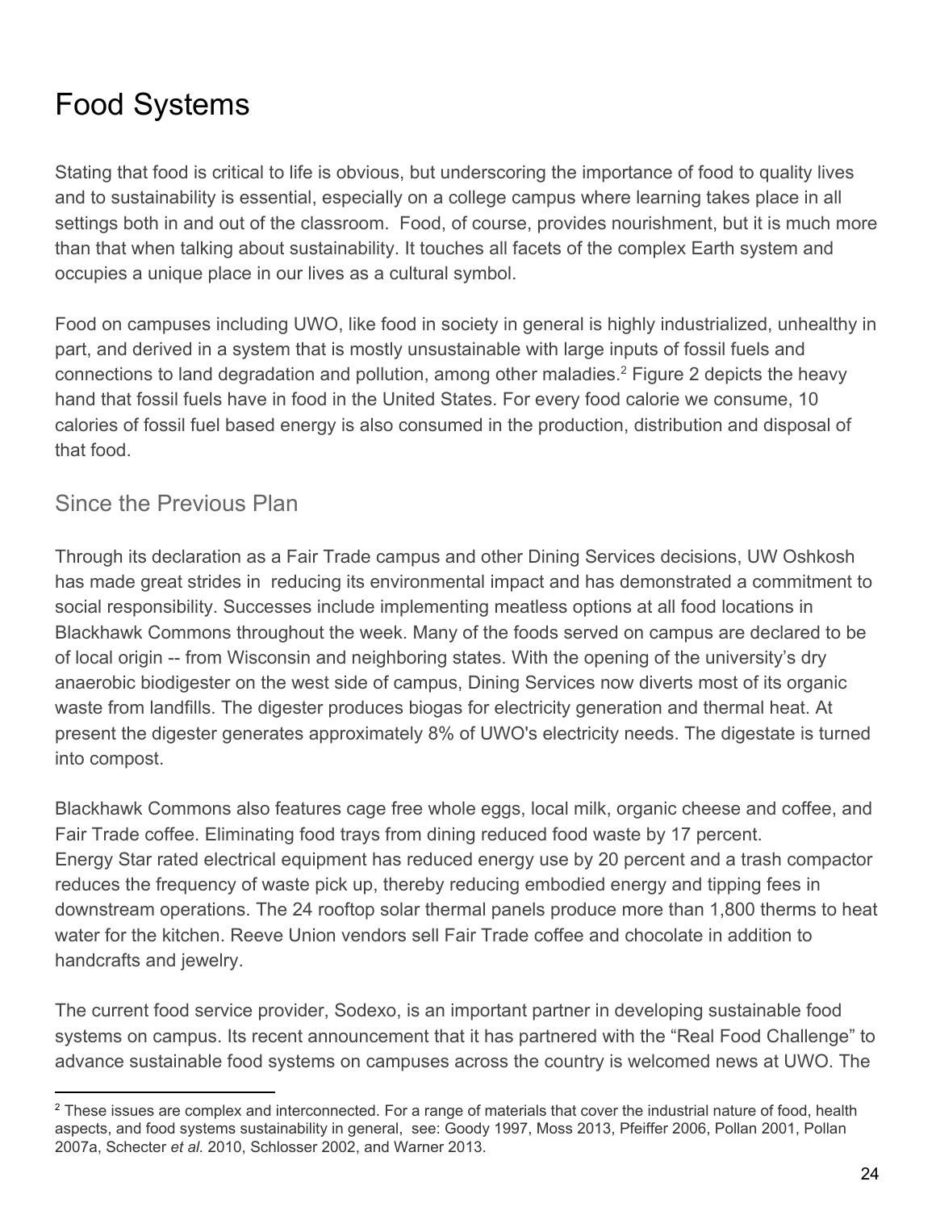# Food Systems

Stating that food is critical to life is obvious, but underscoring the importance of food to quality lives and to sustainability is essential, especially on a college campus where learning takes place in all settings both in and out of the classroom. Food, of course, provides nourishment, but it is much more than that when talking about sustainability. It touches all facets of the complex Earth system and occupies a unique place in our lives as a cultural symbol.

Food on campuses including UWO, like food in society in general is highly industrialized, unhealthy in part, and derived in a system that is mostly unsustainable with large inputs of fossil fuels and connections to land degradation and pollution, among other maladies.[2] Figure 2 depicts the heavy hand that fossil fuels have in food in the United States. For every food calorie we consume, 10 calories of fossil fuel based energy is also consumed in the production, distribution and disposal of that food.

## Since the Previous Plan

Through its declaration as a Fair Trade campus and other Dining Services decisions, UW Oshkosh has made great strides in reducing its environmental impact and has demonstrated a commitment to social responsibility. Successes include implementing meatless options at all food locations in Blackhawk Commons throughout the week. Many of the foods served on campus are declared to be of local origin -- from Wisconsin and neighboring states. With the opening of the university's dry anaerobic biodigester on the west side of campus, Dining Services now diverts most of its organic waste from landfills. The digester produces biogas for electricity generation and thermal heat. At present the digester generates approximately 8% of UWO's electricity needs. The digestate is turned into compost.

Blackhawk Commons also features cage free whole eggs, local milk, organic cheese and coffee, and Fair Trade coffee. Eliminating food trays from dining reduced food waste by 17 percent. Energy Star rated electrical equipment has reduced energy use by 20 percent and a trash compactor reduces the frequency of waste pick up, thereby reducing embodied energy and tipping fees in downstream operations. The 24 rooftop solar thermal panels produce more than 1,800 therms to heat water for the kitchen. Reeve Union vendors sell Fair Trade coffee and chocolate in addition to handcrafts and jewelry.

The current food service provider, Sodexo, is an important partner in developing sustainable food systems on campus. Its recent announcement that it has partnered with the "Real Food Challenge" to advance sustainable food systems on campuses across the country is welcomed news at UWO. The

---

[2] These issues are complex and interconnected. For a range of materials that cover the industrial nature of food, health aspects, and food systems sustainability in general, see: Goody 1997, Moss 2013, Pfeiffer 2006, Pollan 2001, Pollan 2007a, Schecter *et al.* 2010, Schlosser 2002, and Warner 2013.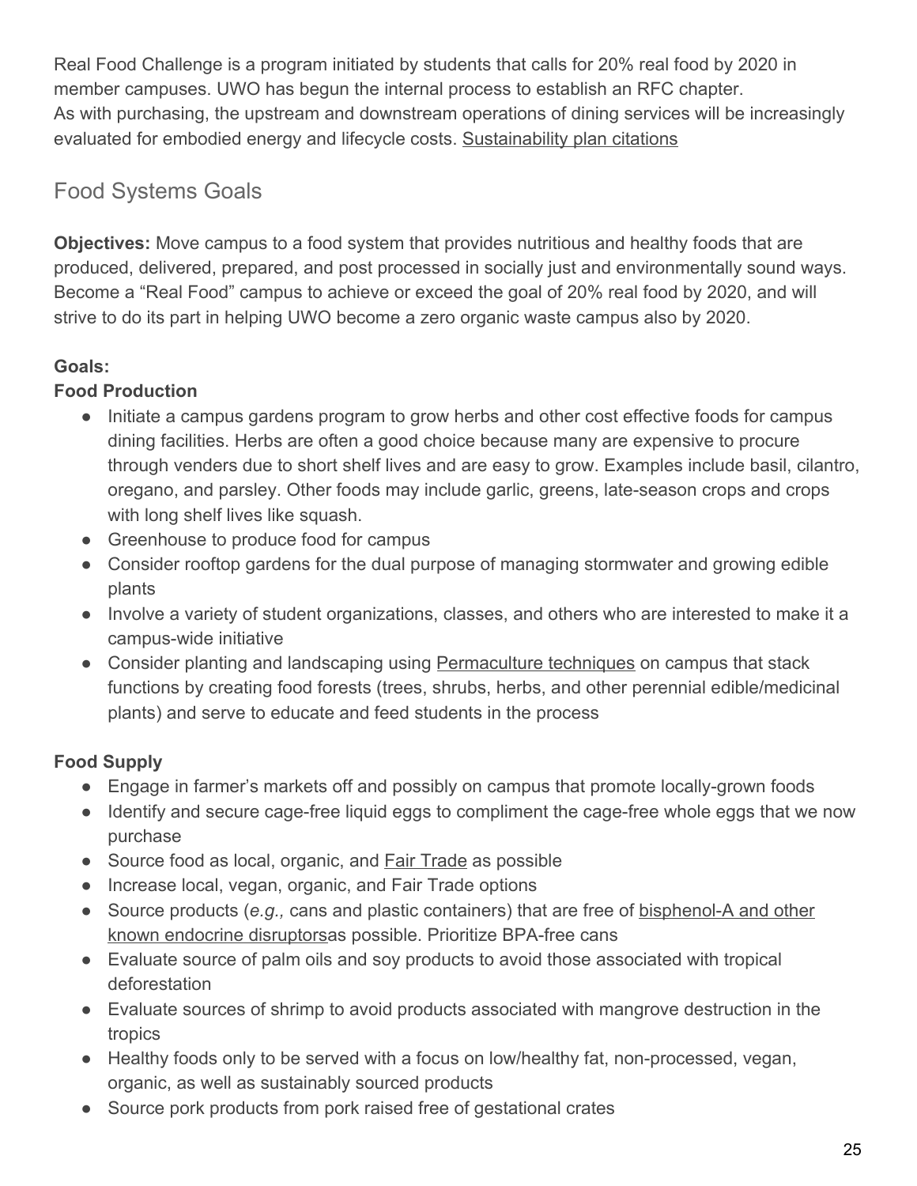Real Food Challenge is a program initiated by students that calls for 20% real food by 2020 in member campuses. UWO has begun the internal process to establish an RFC chapter.
As with purchasing, the upstream and downstream operations of dining services will be increasingly evaluated for embodied energy and lifecycle costs. Sustainability plan citations

## Food Systems Goals

**Objectives:** Move campus to a food system that provides nutritious and healthy foods that are produced, delivered, prepared, and post processed in socially just and environmentally sound ways. Become a "Real Food" campus to achieve or exceed the goal of 20% real food by 2020, and will strive to do its part in helping UWO become a zero organic waste campus also by 2020.

**Goals:**

**Food Production**

- Initiate a campus gardens program to grow herbs and other cost effective foods for campus dining facilities. Herbs are often a good choice because many are expensive to procure through venders due to short shelf lives and are easy to grow. Examples include basil, cilantro, oregano, and parsley. Other foods may include garlic, greens, late-season crops and crops with long shelf lives like squash.
- Greenhouse to produce food for campus
- Consider rooftop gardens for the dual purpose of managing stormwater and growing edible plants
- Involve a variety of student organizations, classes, and others who are interested to make it a campus-wide initiative
- Consider planting and landscaping using Permaculture techniques on campus that stack functions by creating food forests (trees, shrubs, herbs, and other perennial edible/medicinal plants) and serve to educate and feed students in the process

**Food Supply**

- Engage in farmer's markets off and possibly on campus that promote locally-grown foods
- Identify and secure cage-free liquid eggs to compliment the cage-free whole eggs that we now purchase
- Source food as local, organic, and Fair Trade as possible
- Increase local, vegan, organic, and Fair Trade options
- Source products (*e.g.,* cans and plastic containers) that are free of bisphenol-A and other known endocrine disruptorsas possible. Prioritize BPA-free cans
- Evaluate source of palm oils and soy products to avoid those associated with tropical deforestation
- Evaluate sources of shrimp to avoid products associated with mangrove destruction in the tropics
- Healthy foods only to be served with a focus on low/healthy fat, non-processed, vegan, organic, as well as sustainably sourced products
- Source pork products from pork raised free of gestational crates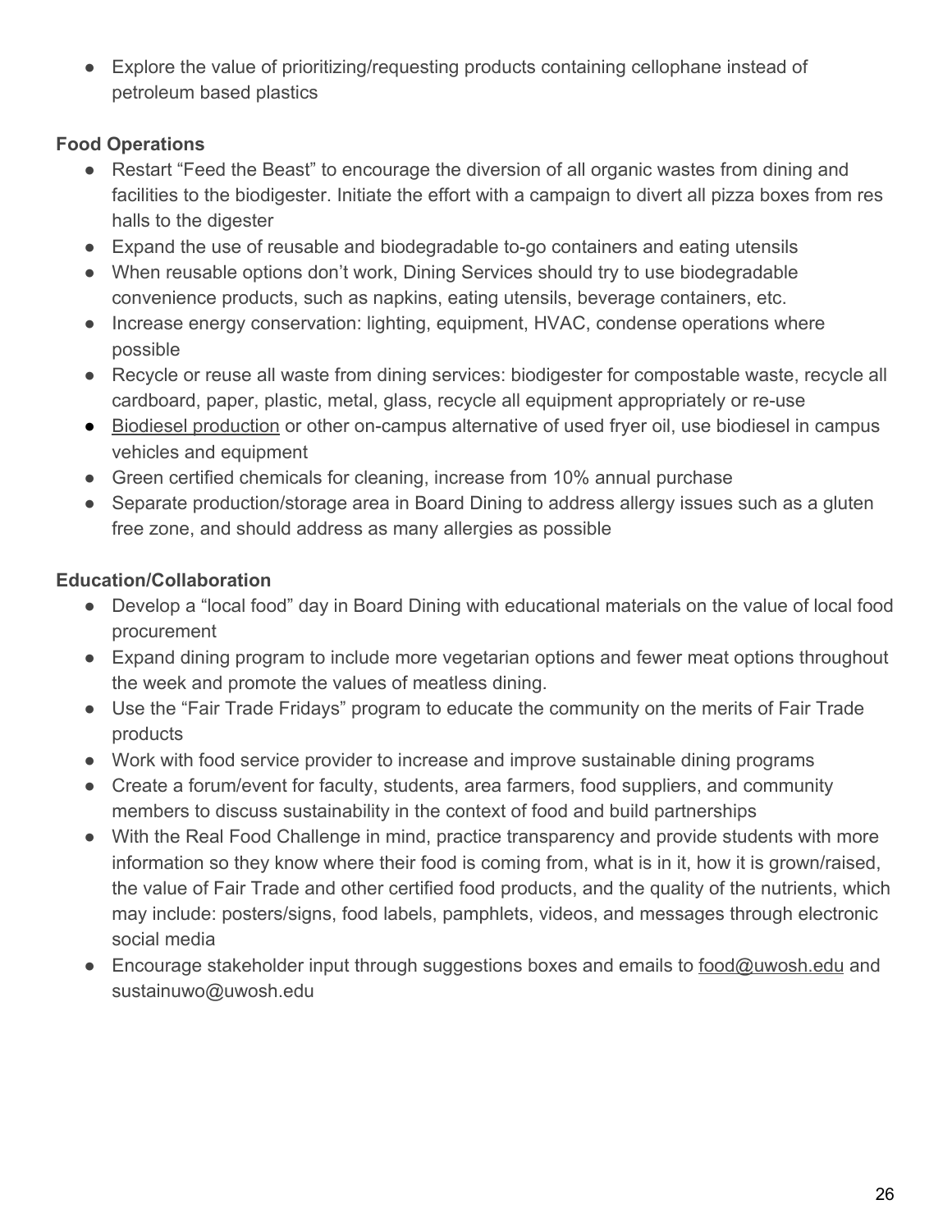- Explore the value of prioritizing/requesting products containing cellophane instead of petroleum based plastics

**Food Operations**

- Restart "Feed the Beast" to encourage the diversion of all organic wastes from dining and facilities to the biodigester. Initiate the effort with a campaign to divert all pizza boxes from res halls to the digester
- Expand the use of reusable and biodegradable to-go containers and eating utensils
- When reusable options don't work, Dining Services should try to use biodegradable convenience products, such as napkins, eating utensils, beverage containers, etc.
- Increase energy conservation: lighting, equipment, HVAC, condense operations where possible
- Recycle or reuse all waste from dining services: biodigester for compostable waste, recycle all cardboard, paper, plastic, metal, glass, recycle all equipment appropriately or re-use
- Biodiesel production or other on-campus alternative of used fryer oil, use biodiesel in campus vehicles and equipment
- Green certified chemicals for cleaning, increase from 10% annual purchase
- Separate production/storage area in Board Dining to address allergy issues such as a gluten free zone, and should address as many allergies as possible

**Education/Collaboration**

- Develop a "local food" day in Board Dining with educational materials on the value of local food procurement
- Expand dining program to include more vegetarian options and fewer meat options throughout the week and promote the values of meatless dining.
- Use the "Fair Trade Fridays" program to educate the community on the merits of Fair Trade products
- Work with food service provider to increase and improve sustainable dining programs
- Create a forum/event for faculty, students, area farmers, food suppliers, and community members to discuss sustainability in the context of food and build partnerships
- With the Real Food Challenge in mind, practice transparency and provide students with more information so they know where their food is coming from, what is in it, how it is grown/raised, the value of Fair Trade and other certified food products, and the quality of the nutrients, which may include: posters/signs, food labels, pamphlets, videos, and messages through electronic social media
- Encourage stakeholder input through suggestions boxes and emails to food@uwosh.edu and sustainuwo@uwosh.edu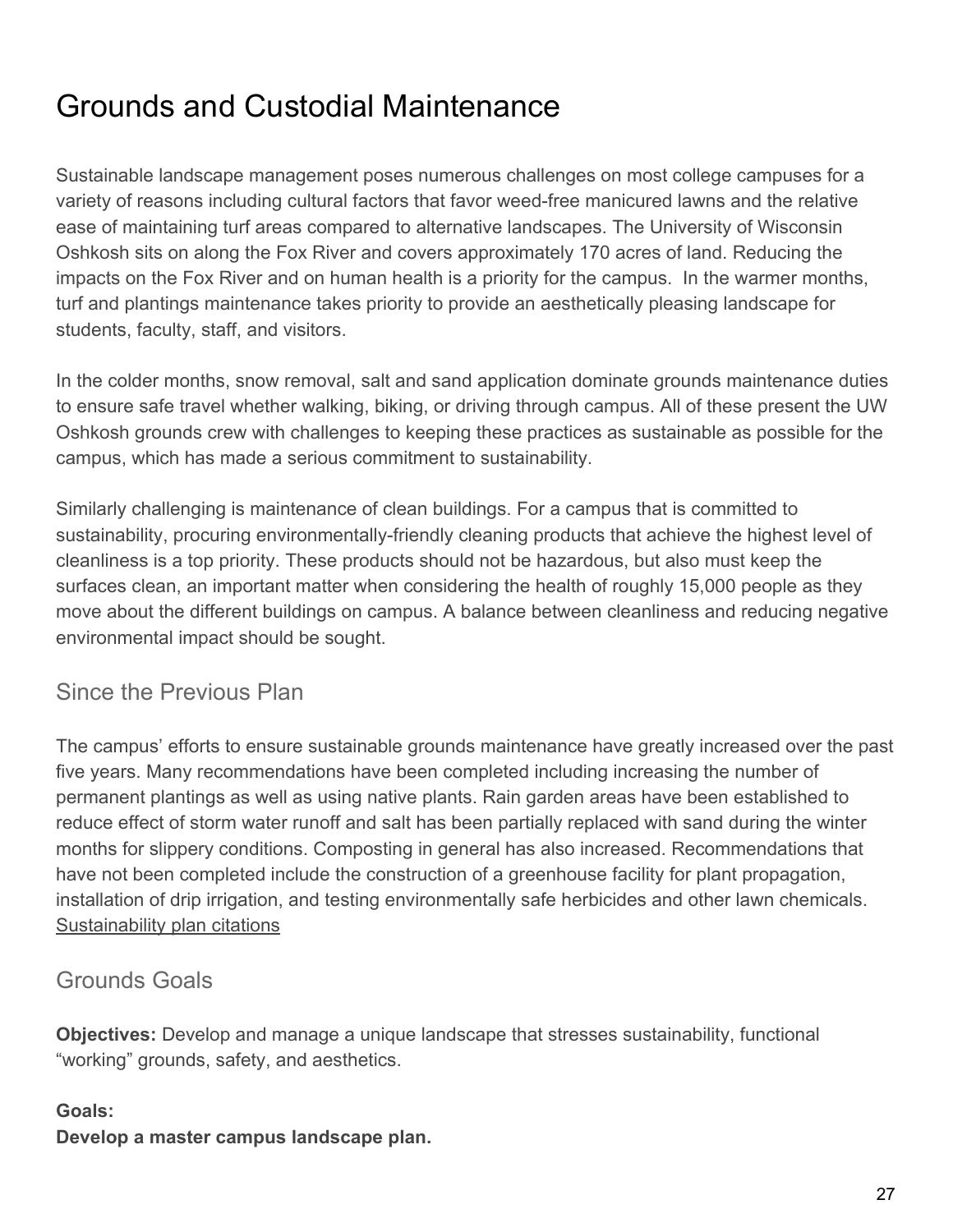# Grounds and Custodial Maintenance

Sustainable landscape management poses numerous challenges on most college campuses for a variety of reasons including cultural factors that favor weed-free manicured lawns and the relative ease of maintaining turf areas compared to alternative landscapes. The University of Wisconsin Oshkosh sits on along the Fox River and covers approximately 170 acres of land. Reducing the impacts on the Fox River and on human health is a priority for the campus. In the warmer months, turf and plantings maintenance takes priority to provide an aesthetically pleasing landscape for students, faculty, staff, and visitors.

In the colder months, snow removal, salt and sand application dominate grounds maintenance duties to ensure safe travel whether walking, biking, or driving through campus. All of these present the UW Oshkosh grounds crew with challenges to keeping these practices as sustainable as possible for the campus, which has made a serious commitment to sustainability.

Similarly challenging is maintenance of clean buildings. For a campus that is committed to sustainability, procuring environmentally-friendly cleaning products that achieve the highest level of cleanliness is a top priority. These products should not be hazardous, but also must keep the surfaces clean, an important matter when considering the health of roughly 15,000 people as they move about the different buildings on campus. A balance between cleanliness and reducing negative environmental impact should be sought.

## Since the Previous Plan

The campus' efforts to ensure sustainable grounds maintenance have greatly increased over the past five years. Many recommendations have been completed including increasing the number of permanent plantings as well as using native plants. Rain garden areas have been established to reduce effect of storm water runoff and salt has been partially replaced with sand during the winter months for slippery conditions. Composting in general has also increased. Recommendations that have not been completed include the construction of a greenhouse facility for plant propagation, installation of drip irrigation, and testing environmentally safe herbicides and other lawn chemicals. Sustainability plan citations

## Grounds Goals

**Objectives:** Develop and manage a unique landscape that stresses sustainability, functional "working" grounds, safety, and aesthetics.

**Goals:**
**Develop a master campus landscape plan.**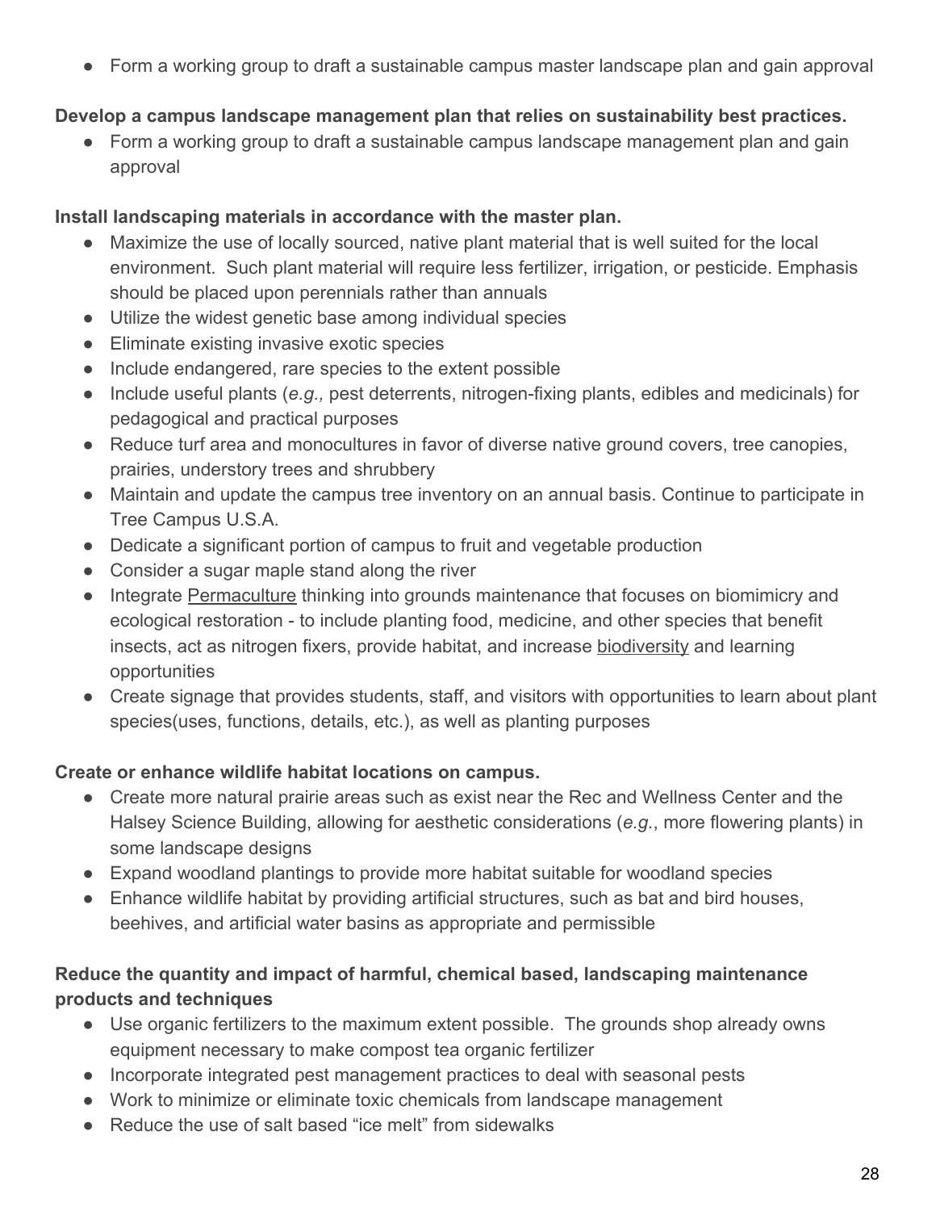- Form a working group to draft a sustainable campus master landscape plan and gain approval

**Develop a campus landscape management plan that relies on sustainability best practices.**

- Form a working group to draft a sustainable campus landscape management plan and gain approval

**Install landscaping materials in accordance with the master plan.**

- Maximize the use of locally sourced, native plant material that is well suited for the local environment. Such plant material will require less fertilizer, irrigation, or pesticide. Emphasis should be placed upon perennials rather than annuals
- Utilize the widest genetic base among individual species
- Eliminate existing invasive exotic species
- Include endangered, rare species to the extent possible
- Include useful plants (*e.g.,* pest deterrents, nitrogen-fixing plants, edibles and medicinals) for pedagogical and practical purposes
- Reduce turf area and monocultures in favor of diverse native ground covers, tree canopies, prairies, understory trees and shrubbery
- Maintain and update the campus tree inventory on an annual basis. Continue to participate in Tree Campus U.S.A.
- Dedicate a significant portion of campus to fruit and vegetable production
- Consider a sugar maple stand along the river
- Integrate Permaculture thinking into grounds maintenance that focuses on biomimicry and ecological restoration - to include planting food, medicine, and other species that benefit insects, act as nitrogen fixers, provide habitat, and increase biodiversity and learning opportunities
- Create signage that provides students, staff, and visitors with opportunities to learn about plant species(uses, functions, details, etc.), as well as planting purposes

**Create or enhance wildlife habitat locations on campus.**

- Create more natural prairie areas such as exist near the Rec and Wellness Center and the Halsey Science Building, allowing for aesthetic considerations (*e.g.*, more flowering plants) in some landscape designs
- Expand woodland plantings to provide more habitat suitable for woodland species
- Enhance wildlife habitat by providing artificial structures, such as bat and bird houses, beehives, and artificial water basins as appropriate and permissible

**Reduce the quantity and impact of harmful, chemical based, landscaping maintenance products and techniques**

- Use organic fertilizers to the maximum extent possible. The grounds shop already owns equipment necessary to make compost tea organic fertilizer
- Incorporate integrated pest management practices to deal with seasonal pests
- Work to minimize or eliminate toxic chemicals from landscape management
- Reduce the use of salt based "ice melt" from sidewalks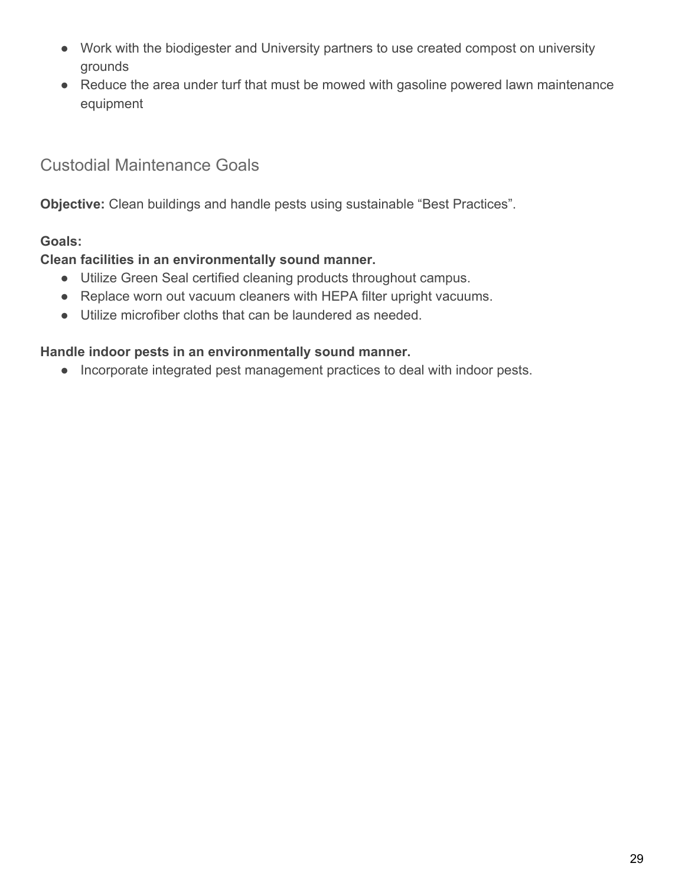- Work with the biodigester and University partners to use created compost on university grounds
- Reduce the area under turf that must be mowed with gasoline powered lawn maintenance equipment

## Custodial Maintenance Goals

**Objective:** Clean buildings and handle pests using sustainable "Best Practices".

**Goals:**

**Clean facilities in an environmentally sound manner.**

- Utilize Green Seal certified cleaning products throughout campus.
- Replace worn out vacuum cleaners with HEPA filter upright vacuums.
- Utilize microfiber cloths that can be laundered as needed.

**Handle indoor pests in an environmentally sound manner.**

- Incorporate integrated pest management practices to deal with indoor pests.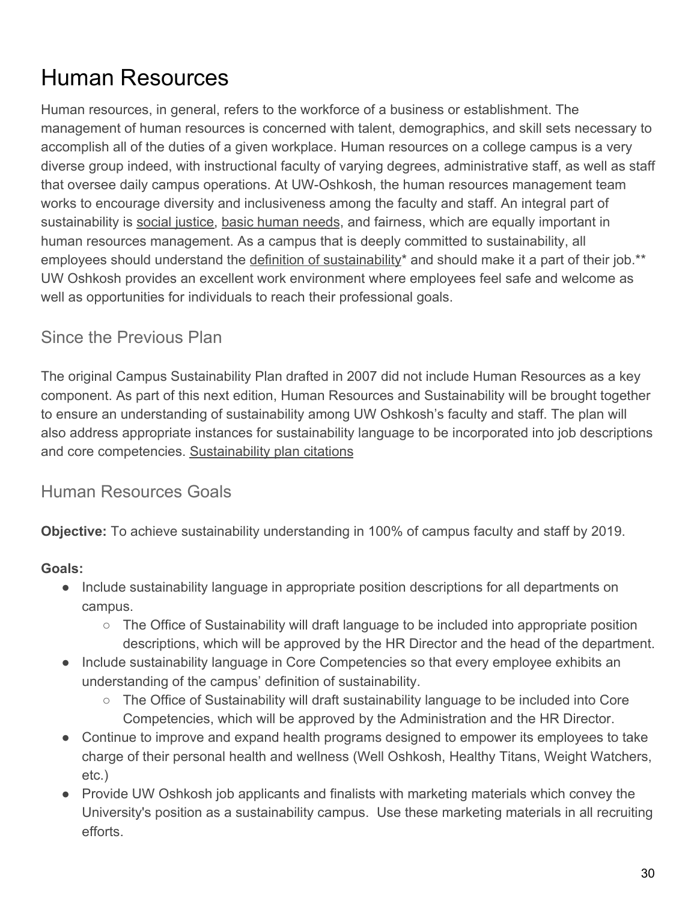# Human Resources

Human resources, in general, refers to the workforce of a business or establishment. The management of human resources is concerned with talent, demographics, and skill sets necessary to accomplish all of the duties of a given workplace. Human resources on a college campus is a very diverse group indeed, with instructional faculty of varying degrees, administrative staff, as well as staff that oversee daily campus operations. At UW-Oshkosh, the human resources management team works to encourage diversity and inclusiveness among the faculty and staff. An integral part of sustainability is social justice, basic human needs, and fairness, which are equally important in human resources management. As a campus that is deeply committed to sustainability, all employees should understand the definition of sustainability* and should make it a part of their job.** UW Oshkosh provides an excellent work environment where employees feel safe and welcome as well as opportunities for individuals to reach their professional goals.

## Since the Previous Plan

The original Campus Sustainability Plan drafted in 2007 did not include Human Resources as a key component. As part of this next edition, Human Resources and Sustainability will be brought together to ensure an understanding of sustainability among UW Oshkosh's faculty and staff. The plan will also address appropriate instances for sustainability language to be incorporated into job descriptions and core competencies. Sustainability plan citations

## Human Resources Goals

**Objective:** To achieve sustainability understanding in 100% of campus faculty and staff by 2019.

**Goals:**

- Include sustainability language in appropriate position descriptions for all departments on campus.
  - The Office of Sustainability will draft language to be included into appropriate position descriptions, which will be approved by the HR Director and the head of the department.
- Include sustainability language in Core Competencies so that every employee exhibits an understanding of the campus' definition of sustainability.
  - The Office of Sustainability will draft sustainability language to be included into Core Competencies, which will be approved by the Administration and the HR Director.
- Continue to improve and expand health programs designed to empower its employees to take charge of their personal health and wellness (Well Oshkosh, Healthy Titans, Weight Watchers, etc.)
- Provide UW Oshkosh job applicants and finalists with marketing materials which convey the University's position as a sustainability campus. Use these marketing materials in all recruiting efforts.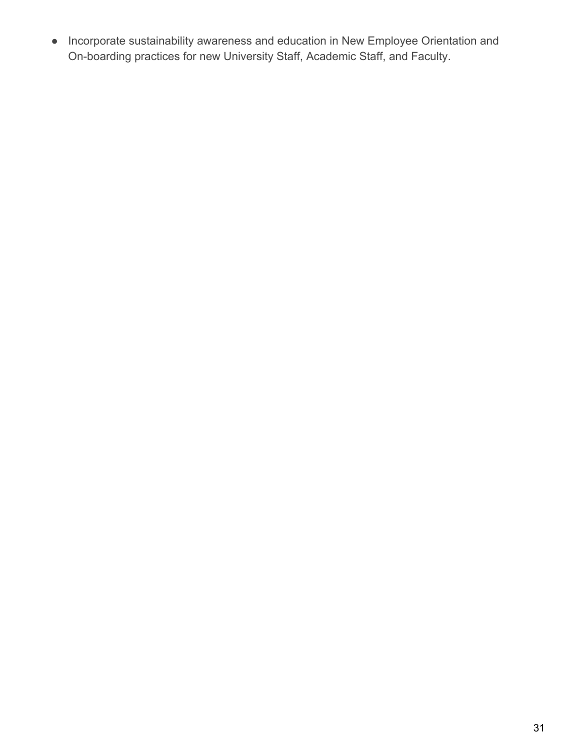- Incorporate sustainability awareness and education in New Employee Orientation and On-boarding practices for new University Staff, Academic Staff, and Faculty.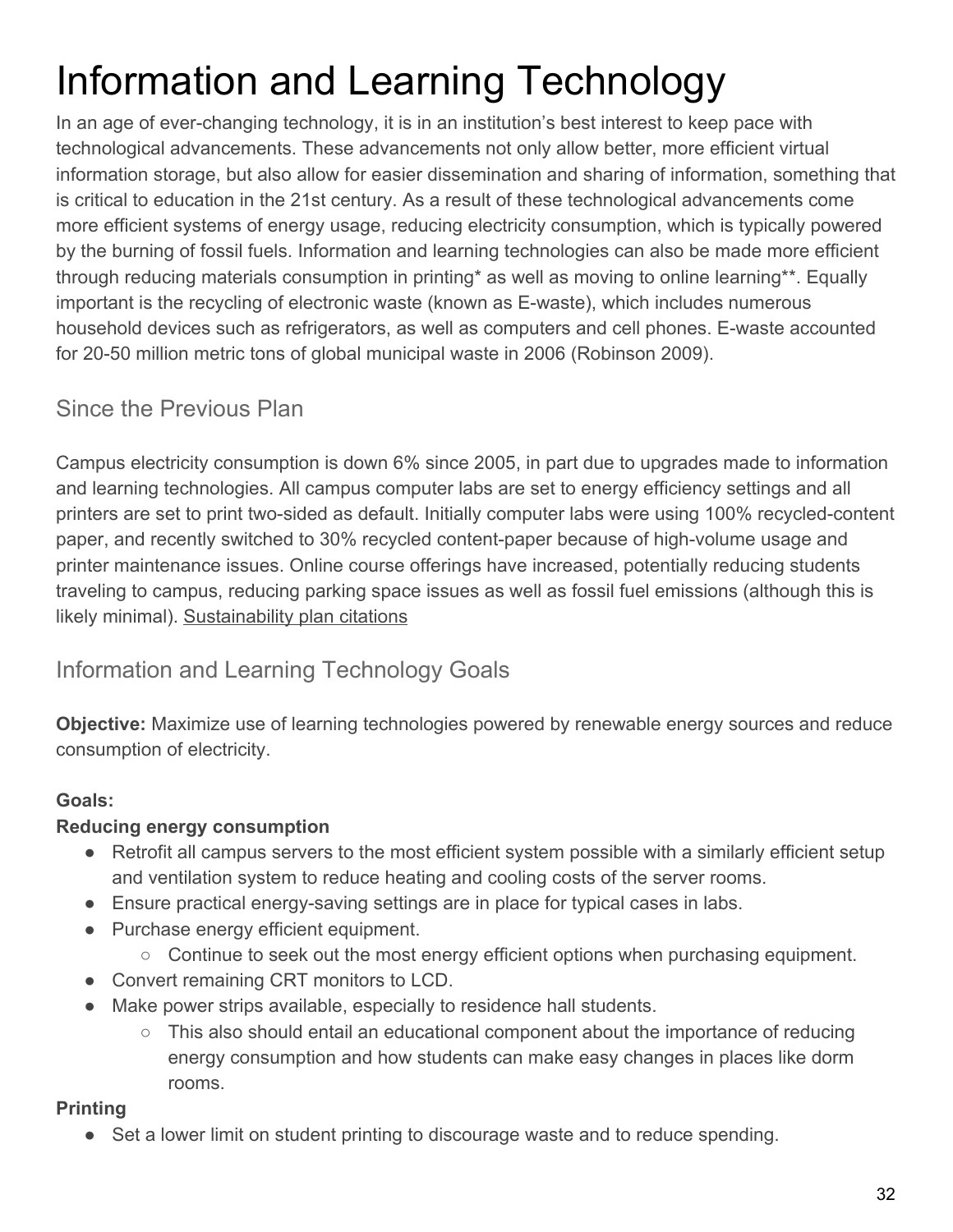# Information and Learning Technology

In an age of ever-changing technology, it is in an institution's best interest to keep pace with technological advancements. These advancements not only allow better, more efficient virtual information storage, but also allow for easier dissemination and sharing of information, something that is critical to education in the 21st century. As a result of these technological advancements come more efficient systems of energy usage, reducing electricity consumption, which is typically powered by the burning of fossil fuels. Information and learning technologies can also be made more efficient through reducing materials consumption in printing* as well as moving to online learning**. Equally important is the recycling of electronic waste (known as E-waste), which includes numerous household devices such as refrigerators, as well as computers and cell phones. E-waste accounted for 20-50 million metric tons of global municipal waste in 2006 (Robinson 2009).

## Since the Previous Plan

Campus electricity consumption is down 6% since 2005, in part due to upgrades made to information and learning technologies. All campus computer labs are set to energy efficiency settings and all printers are set to print two-sided as default. Initially computer labs were using 100% recycled-content paper, and recently switched to 30% recycled content-paper because of high-volume usage and printer maintenance issues. Online course offerings have increased, potentially reducing students traveling to campus, reducing parking space issues as well as fossil fuel emissions (although this is likely minimal). Sustainability plan citations

## Information and Learning Technology Goals

**Objective:** Maximize use of learning technologies powered by renewable energy sources and reduce consumption of electricity.

**Goals:**

**Reducing energy consumption**

- Retrofit all campus servers to the most efficient system possible with a similarly efficient setup and ventilation system to reduce heating and cooling costs of the server rooms.
- Ensure practical energy-saving settings are in place for typical cases in labs.
- Purchase energy efficient equipment.
  - Continue to seek out the most energy efficient options when purchasing equipment.
- Convert remaining CRT monitors to LCD.
- Make power strips available, especially to residence hall students.
  - This also should entail an educational component about the importance of reducing energy consumption and how students can make easy changes in places like dorm rooms.

**Printing**

- Set a lower limit on student printing to discourage waste and to reduce spending.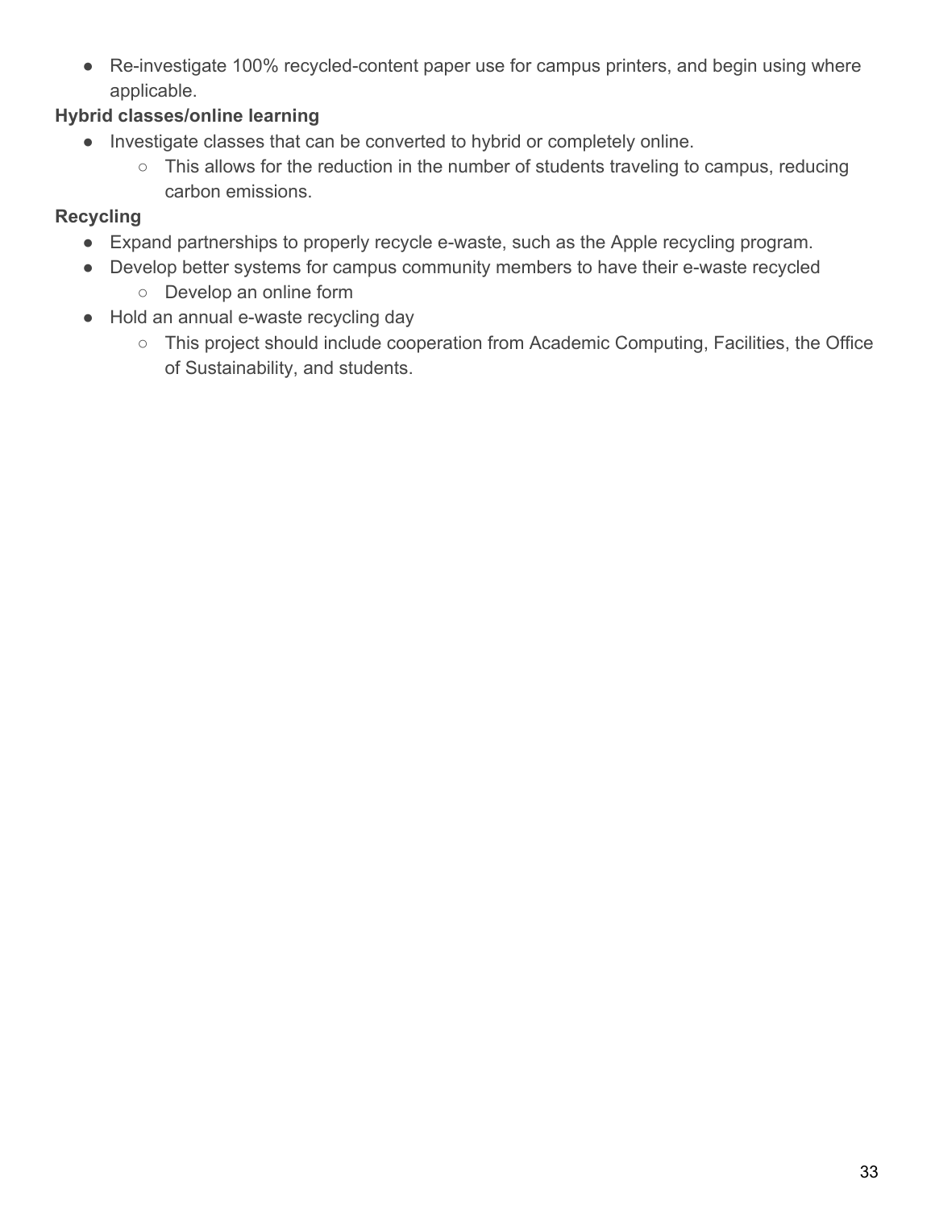- Re-investigate 100% recycled-content paper use for campus printers, and begin using where applicable.

**Hybrid classes/online learning**

- Investigate classes that can be converted to hybrid or completely online.
  - This allows for the reduction in the number of students traveling to campus, reducing carbon emissions.

**Recycling**

- Expand partnerships to properly recycle e-waste, such as the Apple recycling program.
- Develop better systems for campus community members to have their e-waste recycled
  - Develop an online form
- Hold an annual e-waste recycling day
  - This project should include cooperation from Academic Computing, Facilities, the Office of Sustainability, and students.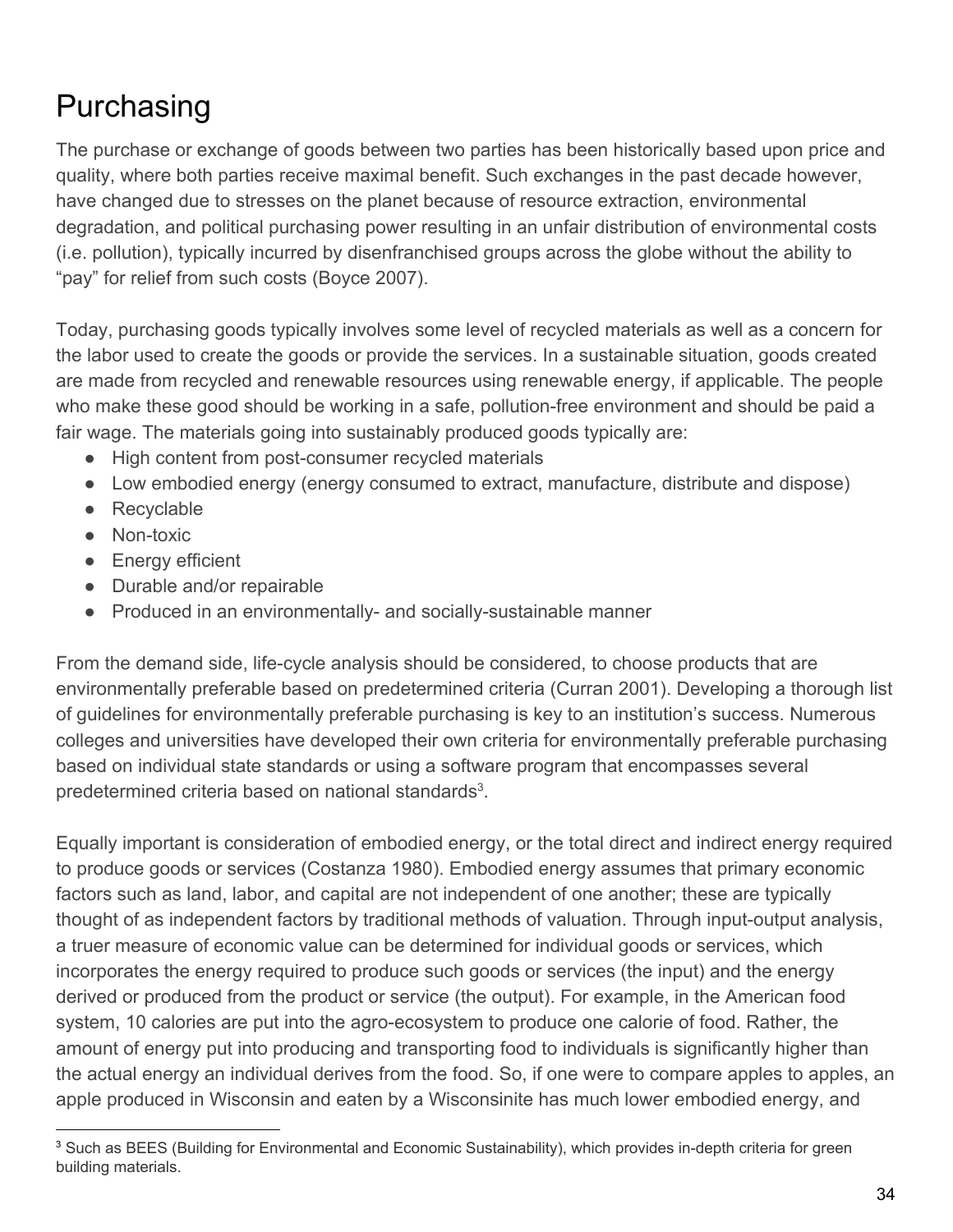# Purchasing

The purchase or exchange of goods between two parties has been historically based upon price and quality, where both parties receive maximal benefit. Such exchanges in the past decade however, have changed due to stresses on the planet because of resource extraction, environmental degradation, and political purchasing power resulting in an unfair distribution of environmental costs (i.e. pollution), typically incurred by disenfranchised groups across the globe without the ability to "pay" for relief from such costs (Boyce 2007).

Today, purchasing goods typically involves some level of recycled materials as well as a concern for the labor used to create the goods or provide the services. In a sustainable situation, goods created are made from recycled and renewable resources using renewable energy, if applicable. The people who make these good should be working in a safe, pollution-free environment and should be paid a fair wage. The materials going into sustainably produced goods typically are:

- High content from post-consumer recycled materials
- Low embodied energy (energy consumed to extract, manufacture, distribute and dispose)
- Recyclable
- Non-toxic
- Energy efficient
- Durable and/or repairable
- Produced in an environmentally- and socially-sustainable manner

From the demand side, life-cycle analysis should be considered, to choose products that are environmentally preferable based on predetermined criteria (Curran 2001). Developing a thorough list of guidelines for environmentally preferable purchasing is key to an institution's success. Numerous colleges and universities have developed their own criteria for environmentally preferable purchasing based on individual state standards or using a software program that encompasses several predetermined criteria based on national standards[3].

Equally important is consideration of embodied energy, or the total direct and indirect energy required to produce goods or services (Costanza 1980). Embodied energy assumes that primary economic factors such as land, labor, and capital are not independent of one another; these are typically thought of as independent factors by traditional methods of valuation. Through input-output analysis, a truer measure of economic value can be determined for individual goods or services, which incorporates the energy required to produce such goods or services (the input) and the energy derived or produced from the product or service (the output). For example, in the American food system, 10 calories are put into the agro-ecosystem to produce one calorie of food. Rather, the amount of energy put into producing and transporting food to individuals is significantly higher than the actual energy an individual derives from the food. So, if one were to compare apples to apples, an apple produced in Wisconsin and eaten by a Wisconsinite has much lower embodied energy, and

[3] Such as BEES (Building for Environmental and Economic Sustainability), which provides in-depth criteria for green building materials.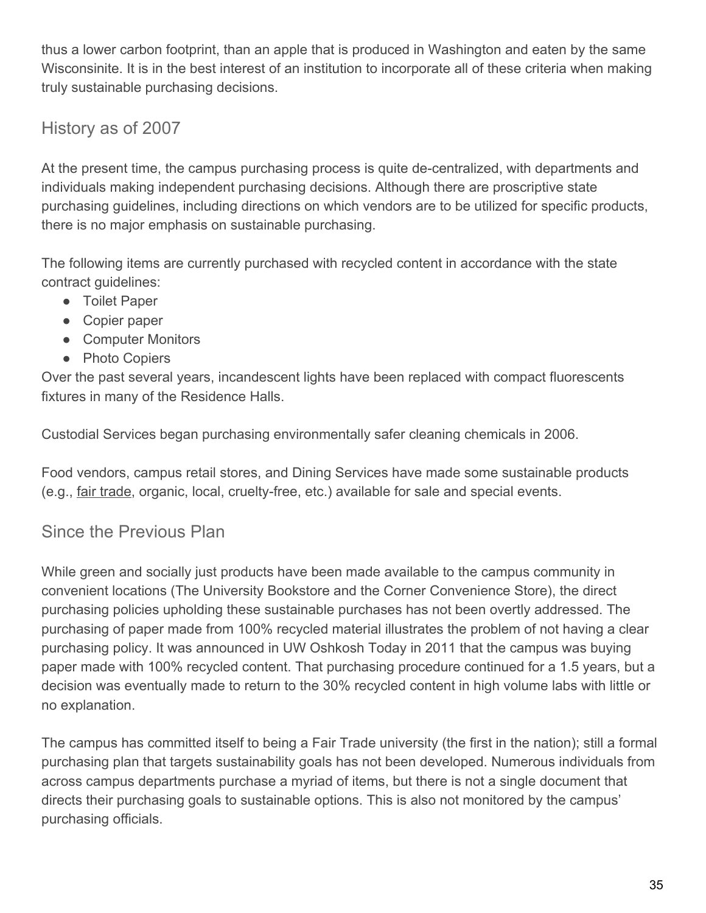thus a lower carbon footprint, than an apple that is produced in Washington and eaten by the same Wisconsinite. It is in the best interest of an institution to incorporate all of these criteria when making truly sustainable purchasing decisions.

## History as of 2007

At the present time, the campus purchasing process is quite de-centralized, with departments and individuals making independent purchasing decisions. Although there are proscriptive state purchasing guidelines, including directions on which vendors are to be utilized for specific products, there is no major emphasis on sustainable purchasing.

The following items are currently purchased with recycled content in accordance with the state contract guidelines:

- Toilet Paper
- Copier paper
- Computer Monitors
- Photo Copiers

Over the past several years, incandescent lights have been replaced with compact fluorescents fixtures in many of the Residence Halls.

Custodial Services began purchasing environmentally safer cleaning chemicals in 2006.

Food vendors, campus retail stores, and Dining Services have made some sustainable products (e.g., fair trade, organic, local, cruelty-free, etc.) available for sale and special events.

## Since the Previous Plan

While green and socially just products have been made available to the campus community in convenient locations (The University Bookstore and the Corner Convenience Store), the direct purchasing policies upholding these sustainable purchases has not been overtly addressed. The purchasing of paper made from 100% recycled material illustrates the problem of not having a clear purchasing policy. It was announced in UW Oshkosh Today in 2011 that the campus was buying paper made with 100% recycled content. That purchasing procedure continued for a 1.5 years, but a decision was eventually made to return to the 30% recycled content in high volume labs with little or no explanation.

The campus has committed itself to being a Fair Trade university (the first in the nation); still a formal purchasing plan that targets sustainability goals has not been developed. Numerous individuals from across campus departments purchase a myriad of items, but there is not a single document that directs their purchasing goals to sustainable options. This is also not monitored by the campus' purchasing officials.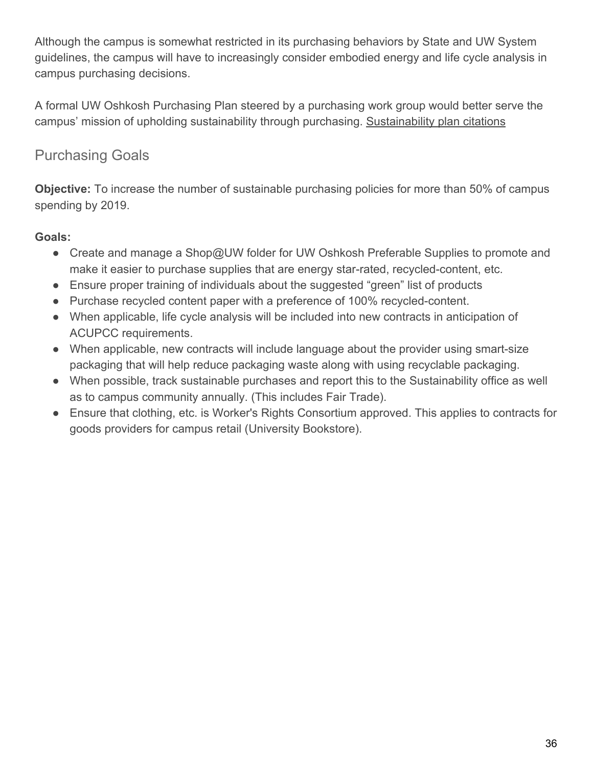Although the campus is somewhat restricted in its purchasing behaviors by State and UW System guidelines, the campus will have to increasingly consider embodied energy and life cycle analysis in campus purchasing decisions.

A formal UW Oshkosh Purchasing Plan steered by a purchasing work group would better serve the campus' mission of upholding sustainability through purchasing. Sustainability plan citations

## Purchasing Goals

**Objective:** To increase the number of sustainable purchasing policies for more than 50% of campus spending by 2019.

**Goals:**

- Create and manage a Shop@UW folder for UW Oshkosh Preferable Supplies to promote and make it easier to purchase supplies that are energy star-rated, recycled-content, etc.
- Ensure proper training of individuals about the suggested "green" list of products
- Purchase recycled content paper with a preference of 100% recycled-content.
- When applicable, life cycle analysis will be included into new contracts in anticipation of ACUPCC requirements.
- When applicable, new contracts will include language about the provider using smart-size packaging that will help reduce packaging waste along with using recyclable packaging.
- When possible, track sustainable purchases and report this to the Sustainability office as well as to campus community annually. (This includes Fair Trade).
- Ensure that clothing, etc. is Worker's Rights Consortium approved. This applies to contracts for goods providers for campus retail (University Bookstore).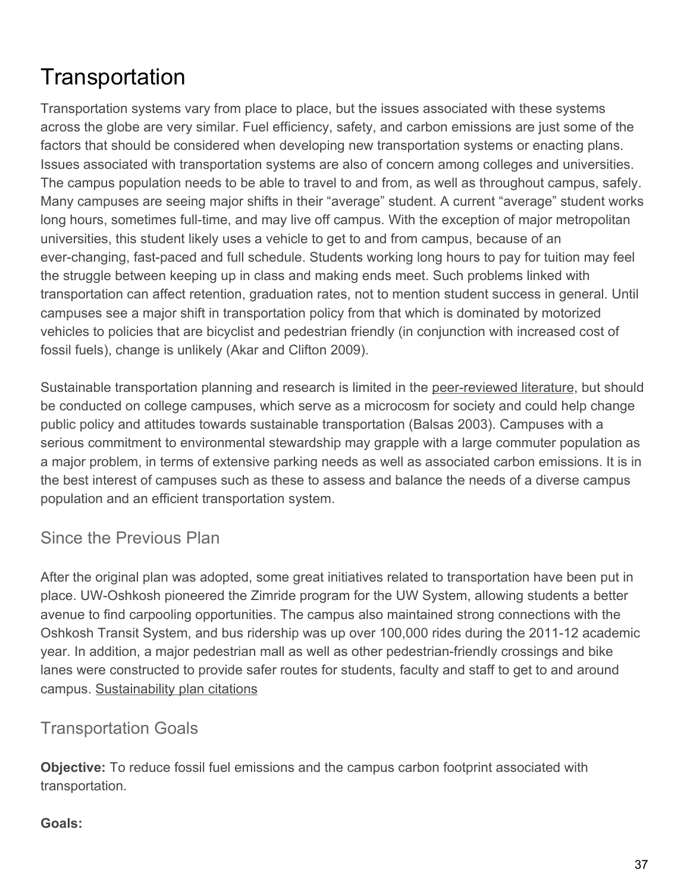# Transportation

Transportation systems vary from place to place, but the issues associated with these systems across the globe are very similar. Fuel efficiency, safety, and carbon emissions are just some of the factors that should be considered when developing new transportation systems or enacting plans. Issues associated with transportation systems are also of concern among colleges and universities. The campus population needs to be able to travel to and from, as well as throughout campus, safely. Many campuses are seeing major shifts in their "average" student. A current "average" student works long hours, sometimes full-time, and may live off campus. With the exception of major metropolitan universities, this student likely uses a vehicle to get to and from campus, because of an ever-changing, fast-paced and full schedule. Students working long hours to pay for tuition may feel the struggle between keeping up in class and making ends meet. Such problems linked with transportation can affect retention, graduation rates, not to mention student success in general. Until campuses see a major shift in transportation policy from that which is dominated by motorized vehicles to policies that are bicyclist and pedestrian friendly (in conjunction with increased cost of fossil fuels), change is unlikely (Akar and Clifton 2009).

Sustainable transportation planning and research is limited in the peer-reviewed literature, but should be conducted on college campuses, which serve as a microcosm for society and could help change public policy and attitudes towards sustainable transportation (Balsas 2003). Campuses with a serious commitment to environmental stewardship may grapple with a large commuter population as a major problem, in terms of extensive parking needs as well as associated carbon emissions. It is in the best interest of campuses such as these to assess and balance the needs of a diverse campus population and an efficient transportation system.

## Since the Previous Plan

After the original plan was adopted, some great initiatives related to transportation have been put in place. UW-Oshkosh pioneered the Zimride program for the UW System, allowing students a better avenue to find carpooling opportunities. The campus also maintained strong connections with the Oshkosh Transit System, and bus ridership was up over 100,000 rides during the 2011-12 academic year. In addition, a major pedestrian mall as well as other pedestrian-friendly crossings and bike lanes were constructed to provide safer routes for students, faculty and staff to get to and around campus. Sustainability plan citations

## Transportation Goals

**Objective:** To reduce fossil fuel emissions and the campus carbon footprint associated with transportation.

**Goals:**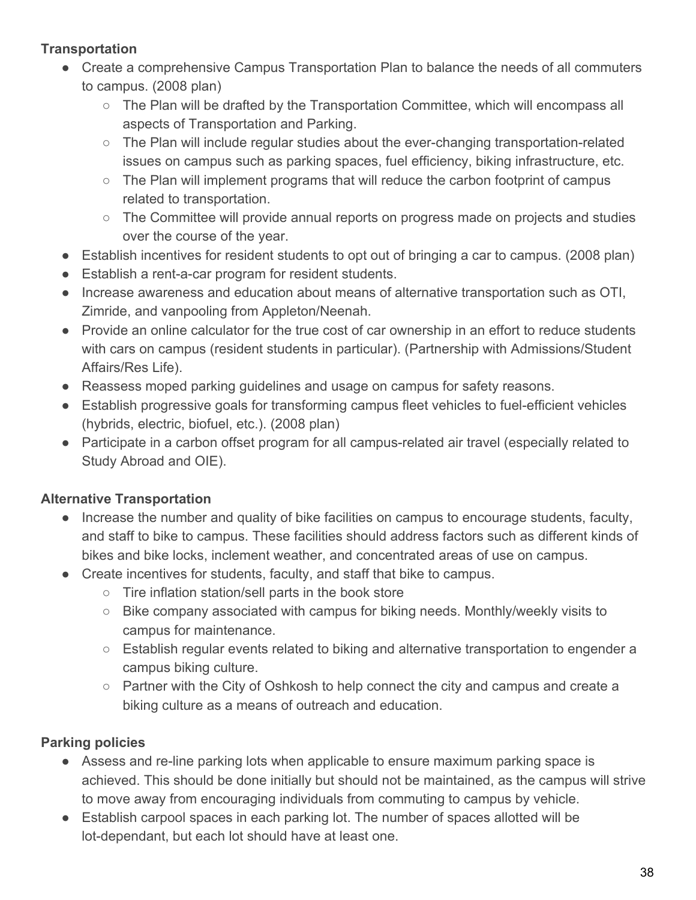**Transportation**

- Create a comprehensive Campus Transportation Plan to balance the needs of all commuters to campus. (2008 plan)
    - The Plan will be drafted by the Transportation Committee, which will encompass all aspects of Transportation and Parking.
    - The Plan will include regular studies about the ever-changing transportation-related issues on campus such as parking spaces, fuel efficiency, biking infrastructure, etc.
    - The Plan will implement programs that will reduce the carbon footprint of campus related to transportation.
    - The Committee will provide annual reports on progress made on projects and studies over the course of the year.
- Establish incentives for resident students to opt out of bringing a car to campus. (2008 plan)
- Establish a rent-a-car program for resident students.
- Increase awareness and education about means of alternative transportation such as OTI, Zimride, and vanpooling from Appleton/Neenah.
- Provide an online calculator for the true cost of car ownership in an effort to reduce students with cars on campus (resident students in particular). (Partnership with Admissions/Student Affairs/Res Life).
- Reassess moped parking guidelines and usage on campus for safety reasons.
- Establish progressive goals for transforming campus fleet vehicles to fuel-efficient vehicles (hybrids, electric, biofuel, etc.). (2008 plan)
- Participate in a carbon offset program for all campus-related air travel (especially related to Study Abroad and OIE).

**Alternative Transportation**

- Increase the number and quality of bike facilities on campus to encourage students, faculty, and staff to bike to campus. These facilities should address factors such as different kinds of bikes and bike locks, inclement weather, and concentrated areas of use on campus.
- Create incentives for students, faculty, and staff that bike to campus.
    - Tire inflation station/sell parts in the book store
    - Bike company associated with campus for biking needs. Monthly/weekly visits to campus for maintenance.
    - Establish regular events related to biking and alternative transportation to engender a campus biking culture.
    - Partner with the City of Oshkosh to help connect the city and campus and create a biking culture as a means of outreach and education.

**Parking policies**

- Assess and re-line parking lots when applicable to ensure maximum parking space is achieved. This should be done initially but should not be maintained, as the campus will strive to move away from encouraging individuals from commuting to campus by vehicle.
- Establish carpool spaces in each parking lot. The number of spaces allotted will be lot-dependant, but each lot should have at least one.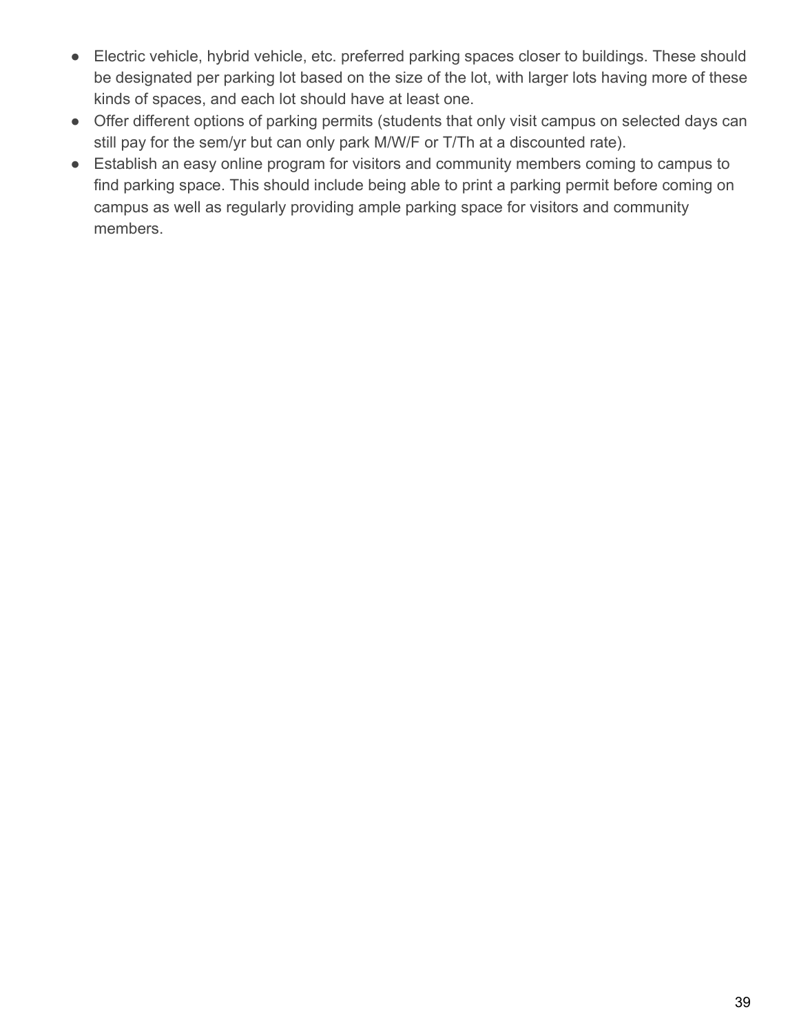- Electric vehicle, hybrid vehicle, etc. preferred parking spaces closer to buildings. These should be designated per parking lot based on the size of the lot, with larger lots having more of these kinds of spaces, and each lot should have at least one.
- Offer different options of parking permits (students that only visit campus on selected days can still pay for the sem/yr but can only park M/W/F or T/Th at a discounted rate).
- Establish an easy online program for visitors and community members coming to campus to find parking space. This should include being able to print a parking permit before coming on campus as well as regularly providing ample parking space for visitors and community members.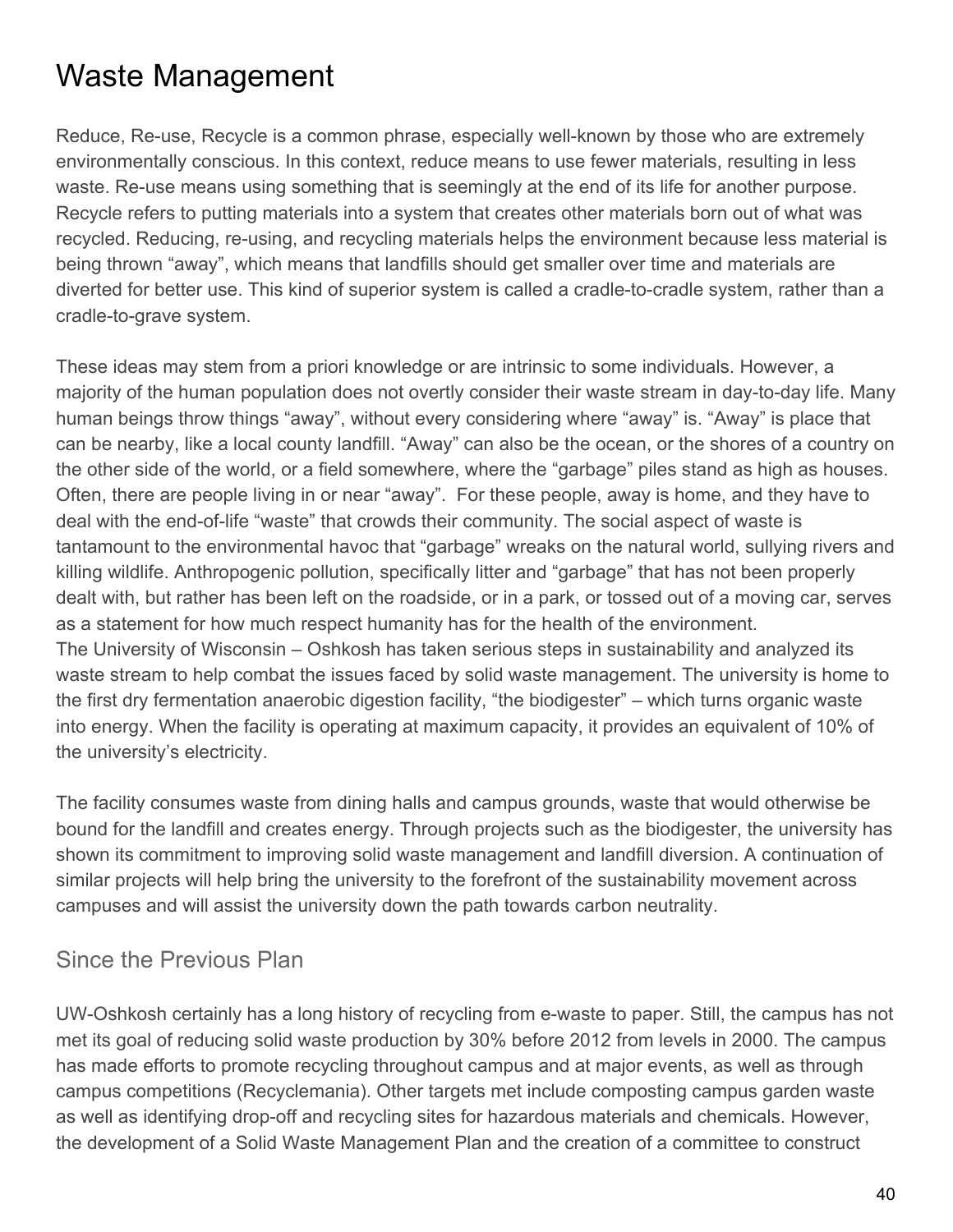# Waste Management

Reduce, Re-use, Recycle is a common phrase, especially well-known by those who are extremely environmentally conscious. In this context, reduce means to use fewer materials, resulting in less waste. Re-use means using something that is seemingly at the end of its life for another purpose. Recycle refers to putting materials into a system that creates other materials born out of what was recycled. Reducing, re-using, and recycling materials helps the environment because less material is being thrown "away", which means that landfills should get smaller over time and materials are diverted for better use. This kind of superior system is called a cradle-to-cradle system, rather than a cradle-to-grave system.

These ideas may stem from a priori knowledge or are intrinsic to some individuals. However, a majority of the human population does not overtly consider their waste stream in day-to-day life. Many human beings throw things "away", without every considering where "away" is. "Away" is place that can be nearby, like a local county landfill. "Away" can also be the ocean, or the shores of a country on the other side of the world, or a field somewhere, where the "garbage" piles stand as high as houses. Often, there are people living in or near "away". For these people, away is home, and they have to deal with the end-of-life "waste" that crowds their community. The social aspect of waste is tantamount to the environmental havoc that "garbage" wreaks on the natural world, sullying rivers and killing wildlife. Anthropogenic pollution, specifically litter and "garbage" that has not been properly dealt with, but rather has been left on the roadside, or in a park, or tossed out of a moving car, serves as a statement for how much respect humanity has for the health of the environment.
The University of Wisconsin – Oshkosh has taken serious steps in sustainability and analyzed its waste stream to help combat the issues faced by solid waste management. The university is home to the first dry fermentation anaerobic digestion facility, "the biodigester" – which turns organic waste into energy. When the facility is operating at maximum capacity, it provides an equivalent of 10% of the university's electricity.

The facility consumes waste from dining halls and campus grounds, waste that would otherwise be bound for the landfill and creates energy. Through projects such as the biodigester, the university has shown its commitment to improving solid waste management and landfill diversion. A continuation of similar projects will help bring the university to the forefront of the sustainability movement across campuses and will assist the university down the path towards carbon neutrality.

## Since the Previous Plan

UW-Oshkosh certainly has a long history of recycling from e-waste to paper. Still, the campus has not met its goal of reducing solid waste production by 30% before 2012 from levels in 2000. The campus has made efforts to promote recycling throughout campus and at major events, as well as through campus competitions (Recyclemania). Other targets met include composting campus garden waste as well as identifying drop-off and recycling sites for hazardous materials and chemicals. However, the development of a Solid Waste Management Plan and the creation of a committee to construct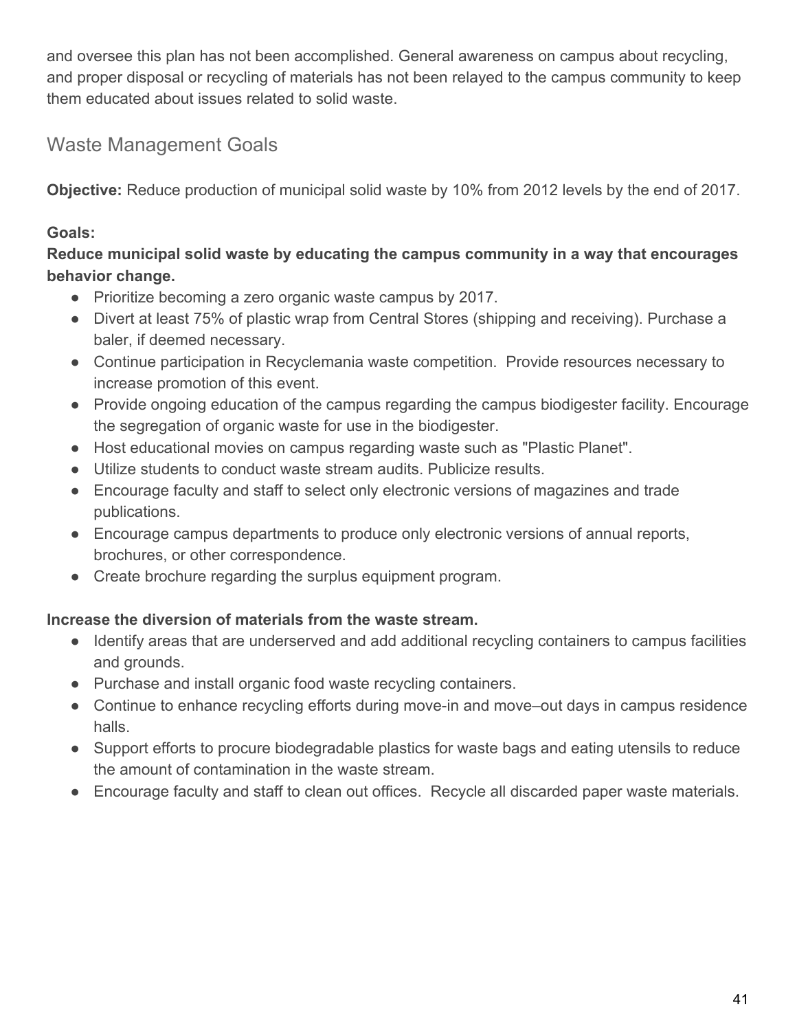and oversee this plan has not been accomplished. General awareness on campus about recycling, and proper disposal or recycling of materials has not been relayed to the campus community to keep them educated about issues related to solid waste.

## Waste Management Goals

**Objective:** Reduce production of municipal solid waste by 10% from 2012 levels by the end of 2017.

**Goals:**

**Reduce municipal solid waste by educating the campus community in a way that encourages behavior change.**

- Prioritize becoming a zero organic waste campus by 2017.
- Divert at least 75% of plastic wrap from Central Stores (shipping and receiving). Purchase a baler, if deemed necessary.
- Continue participation in Recyclemania waste competition. Provide resources necessary to increase promotion of this event.
- Provide ongoing education of the campus regarding the campus biodigester facility. Encourage the segregation of organic waste for use in the biodigester.
- Host educational movies on campus regarding waste such as "Plastic Planet".
- Utilize students to conduct waste stream audits. Publicize results.
- Encourage faculty and staff to select only electronic versions of magazines and trade publications.
- Encourage campus departments to produce only electronic versions of annual reports, brochures, or other correspondence.
- Create brochure regarding the surplus equipment program.

**Increase the diversion of materials from the waste stream.**

- Identify areas that are underserved and add additional recycling containers to campus facilities and grounds.
- Purchase and install organic food waste recycling containers.
- Continue to enhance recycling efforts during move-in and move–out days in campus residence halls.
- Support efforts to procure biodegradable plastics for waste bags and eating utensils to reduce the amount of contamination in the waste stream.
- Encourage faculty and staff to clean out offices. Recycle all discarded paper waste materials.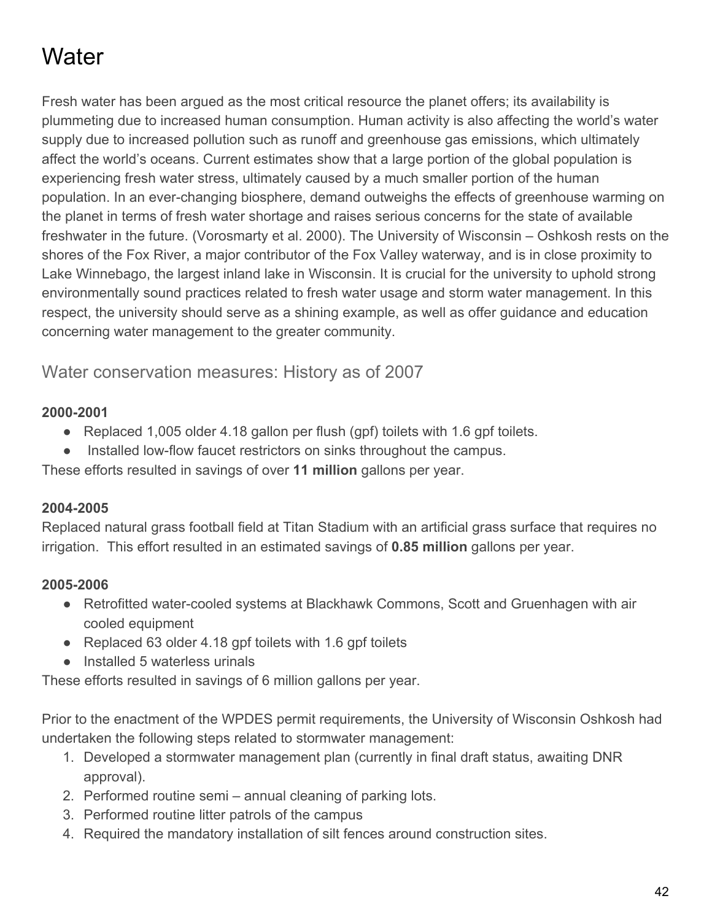# Water

Fresh water has been argued as the most critical resource the planet offers; its availability is plummeting due to increased human consumption. Human activity is also affecting the world's water supply due to increased pollution such as runoff and greenhouse gas emissions, which ultimately affect the world's oceans. Current estimates show that a large portion of the global population is experiencing fresh water stress, ultimately caused by a much smaller portion of the human population. In an ever-changing biosphere, demand outweighs the effects of greenhouse warming on the planet in terms of fresh water shortage and raises serious concerns for the state of available freshwater in the future. (Vorosmarty et al. 2000). The University of Wisconsin – Oshkosh rests on the shores of the Fox River, a major contributor of the Fox Valley waterway, and is in close proximity to Lake Winnebago, the largest inland lake in Wisconsin. It is crucial for the university to uphold strong environmentally sound practices related to fresh water usage and storm water management. In this respect, the university should serve as a shining example, as well as offer guidance and education concerning water management to the greater community.

## Water conservation measures: History as of 2007

**2000-2001**

- Replaced 1,005 older 4.18 gallon per flush (gpf) toilets with 1.6 gpf toilets.
- Installed low-flow faucet restrictors on sinks throughout the campus.

These efforts resulted in savings of over **11 million** gallons per year.

**2004-2005**

Replaced natural grass football field at Titan Stadium with an artificial grass surface that requires no irrigation. This effort resulted in an estimated savings of **0.85 million** gallons per year.

**2005-2006**

- Retrofitted water-cooled systems at Blackhawk Commons, Scott and Gruenhagen with air cooled equipment
- Replaced 63 older 4.18 gpf toilets with 1.6 gpf toilets
- Installed 5 waterless urinals

These efforts resulted in savings of 6 million gallons per year.

Prior to the enactment of the WPDES permit requirements, the University of Wisconsin Oshkosh had undertaken the following steps related to stormwater management:

1. Developed a stormwater management plan (currently in final draft status, awaiting DNR approval).
2. Performed routine semi – annual cleaning of parking lots.
3. Performed routine litter patrols of the campus
4. Required the mandatory installation of silt fences around construction sites.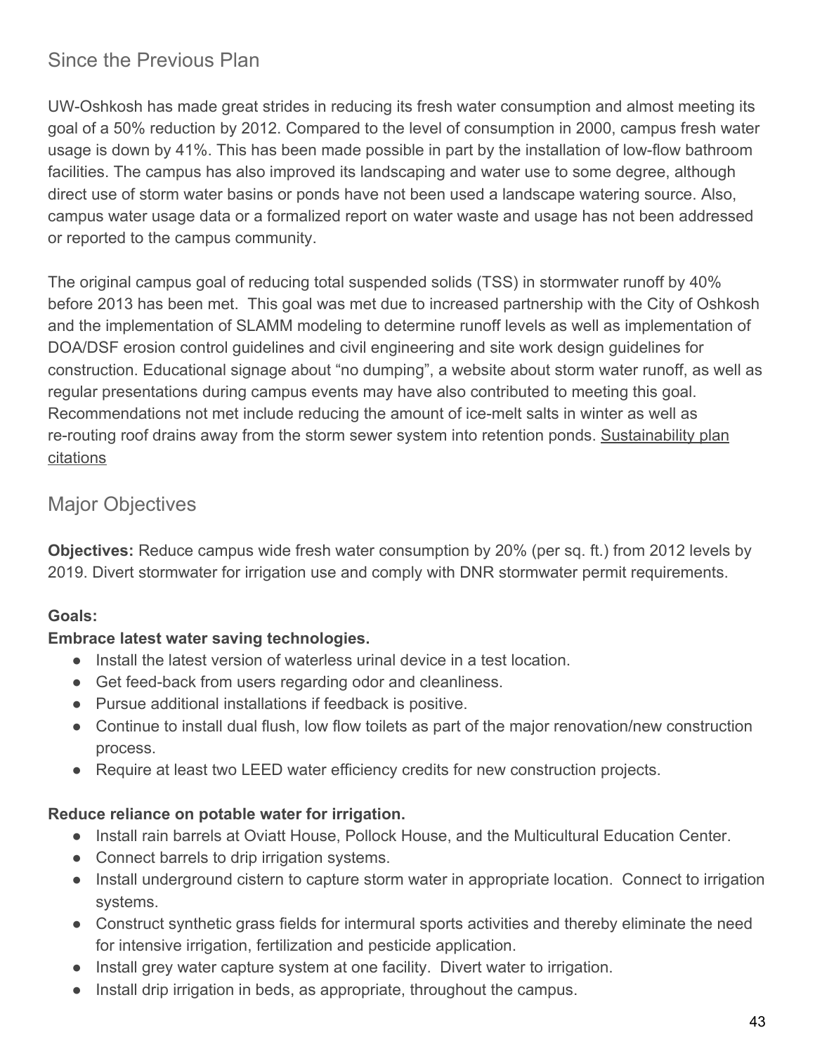## Since the Previous Plan

UW-Oshkosh has made great strides in reducing its fresh water consumption and almost meeting its goal of a 50% reduction by 2012. Compared to the level of consumption in 2000, campus fresh water usage is down by 41%. This has been made possible in part by the installation of low-flow bathroom facilities. The campus has also improved its landscaping and water use to some degree, although direct use of storm water basins or ponds have not been used a landscape watering source. Also, campus water usage data or a formalized report on water waste and usage has not been addressed or reported to the campus community.

The original campus goal of reducing total suspended solids (TSS) in stormwater runoff by 40% before 2013 has been met. This goal was met due to increased partnership with the City of Oshkosh and the implementation of SLAMM modeling to determine runoff levels as well as implementation of DOA/DSF erosion control guidelines and civil engineering and site work design guidelines for construction. Educational signage about "no dumping", a website about storm water runoff, as well as regular presentations during campus events may have also contributed to meeting this goal. Recommendations not met include reducing the amount of ice-melt salts in winter as well as re-routing roof drains away from the storm sewer system into retention ponds. Sustainability plan citations

## Major Objectives

**Objectives:** Reduce campus wide fresh water consumption by 20% (per sq. ft.) from 2012 levels by 2019. Divert stormwater for irrigation use and comply with DNR stormwater permit requirements.

**Goals:**

**Embrace latest water saving technologies.**

- Install the latest version of waterless urinal device in a test location.
- Get feed-back from users regarding odor and cleanliness.
- Pursue additional installations if feedback is positive.
- Continue to install dual flush, low flow toilets as part of the major renovation/new construction process.
- Require at least two LEED water efficiency credits for new construction projects.

**Reduce reliance on potable water for irrigation.**

- Install rain barrels at Oviatt House, Pollock House, and the Multicultural Education Center.
- Connect barrels to drip irrigation systems.
- Install underground cistern to capture storm water in appropriate location. Connect to irrigation systems.
- Construct synthetic grass fields for intermural sports activities and thereby eliminate the need for intensive irrigation, fertilization and pesticide application.
- Install grey water capture system at one facility. Divert water to irrigation.
- Install drip irrigation in beds, as appropriate, throughout the campus.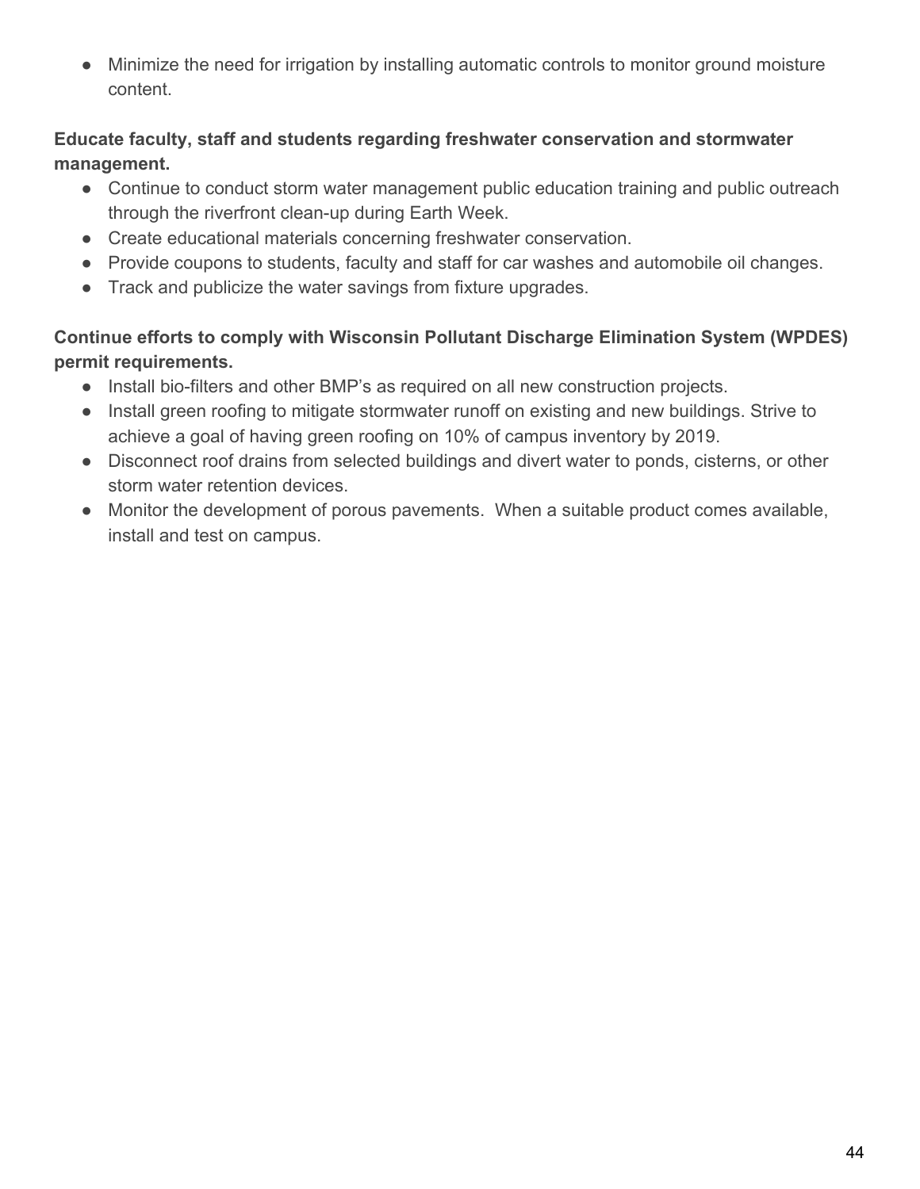- Minimize the need for irrigation by installing automatic controls to monitor ground moisture content.

**Educate faculty, staff and students regarding freshwater conservation and stormwater management.**

- Continue to conduct storm water management public education training and public outreach through the riverfront clean-up during Earth Week.
- Create educational materials concerning freshwater conservation.
- Provide coupons to students, faculty and staff for car washes and automobile oil changes.
- Track and publicize the water savings from fixture upgrades.

**Continue efforts to comply with Wisconsin Pollutant Discharge Elimination System (WPDES) permit requirements.**

- Install bio-filters and other BMP's as required on all new construction projects.
- Install green roofing to mitigate stormwater runoff on existing and new buildings. Strive to achieve a goal of having green roofing on 10% of campus inventory by 2019.
- Disconnect roof drains from selected buildings and divert water to ponds, cisterns, or other storm water retention devices.
- Monitor the development of porous pavements. When a suitable product comes available, install and test on campus.